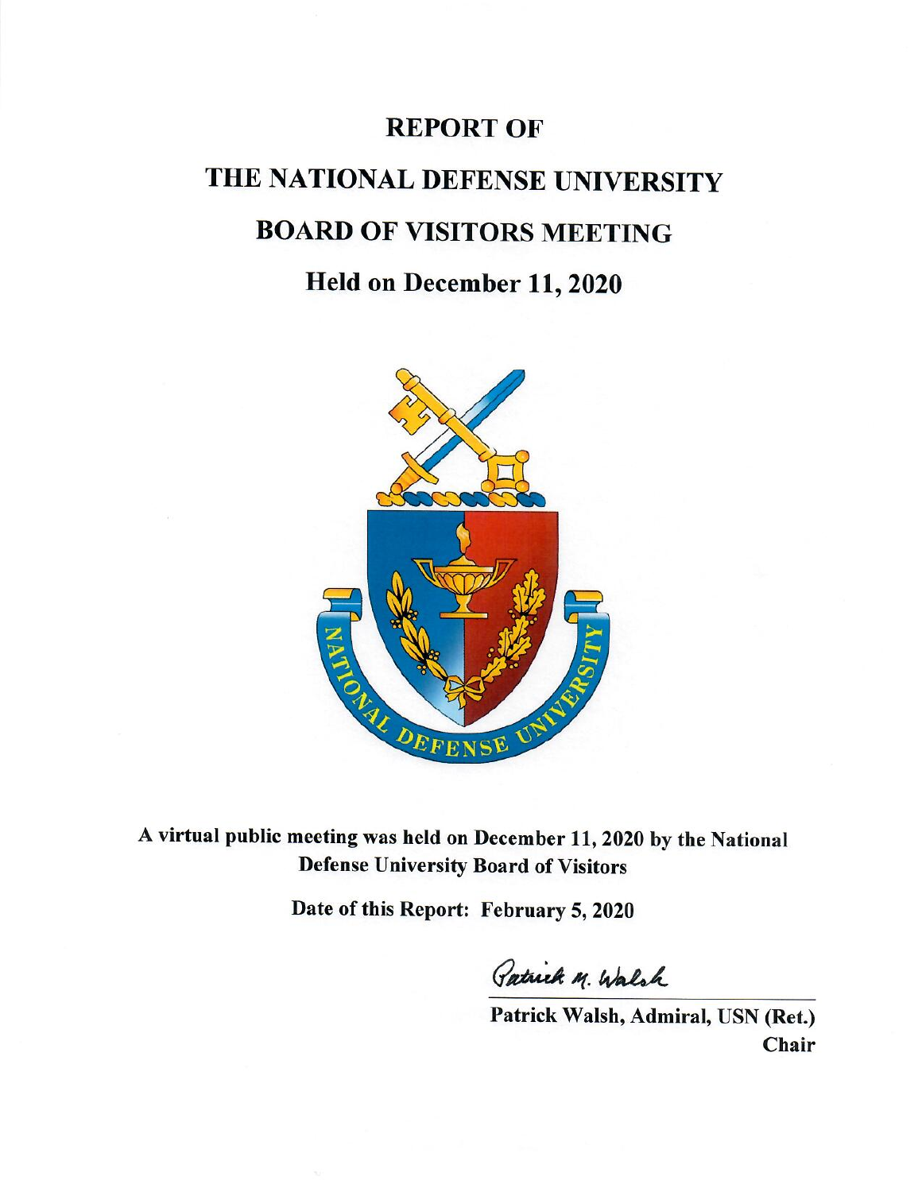# REPORT OF

# THE NATIONAL DEFENSE UNIVERSITY

# BOARD OF VISITORS MEETING

## Held on December 11, 2020

**A virtual public meeting was held on December 11, 2020 by the National Defense University Board of Visitors**

**Date of this Report: February 5, 2020**

*Patrick M. Walsh*

**Patrick Walsh, Admiral, USN (Ret.)**
**Chair**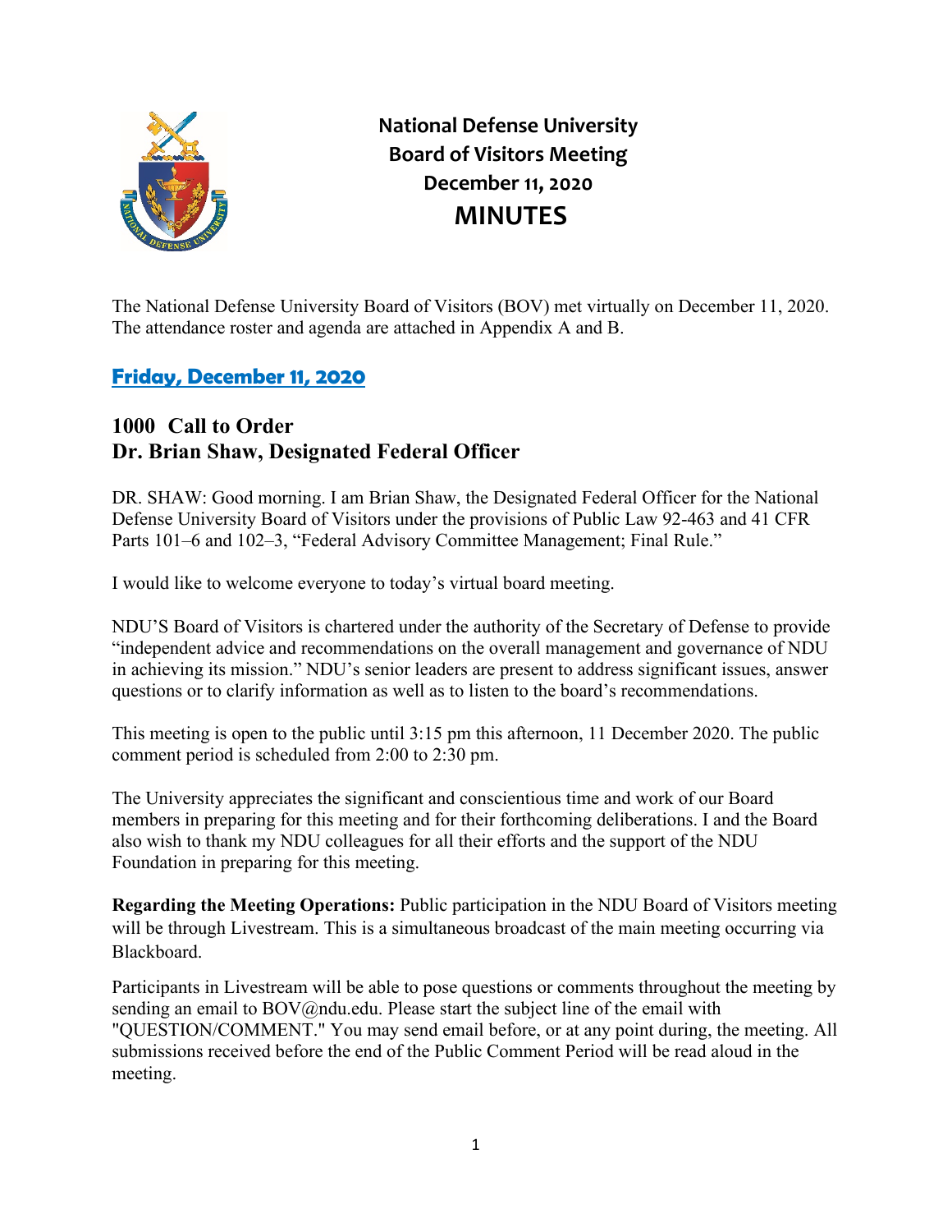# National Defense University Board of Visitors Meeting December 11, 2020 MINUTES

The National Defense University Board of Visitors (BOV) met virtually on December 11, 2020. The attendance roster and agenda are attached in Appendix A and B.

## Friday, December 11, 2020

### 1000 Call to Order Dr. Brian Shaw, Designated Federal Officer

DR. SHAW: Good morning. I am Brian Shaw, the Designated Federal Officer for the National Defense University Board of Visitors under the provisions of Public Law 92-463 and 41 CFR Parts 101–6 and 102–3, "Federal Advisory Committee Management; Final Rule."

I would like to welcome everyone to today's virtual board meeting.

NDU'S Board of Visitors is chartered under the authority of the Secretary of Defense to provide "independent advice and recommendations on the overall management and governance of NDU in achieving its mission." NDU's senior leaders are present to address significant issues, answer questions or to clarify information as well as to listen to the board's recommendations.

This meeting is open to the public until 3:15 pm this afternoon, 11 December 2020. The public comment period is scheduled from 2:00 to 2:30 pm.

The University appreciates the significant and conscientious time and work of our Board members in preparing for this meeting and for their forthcoming deliberations. I and the Board also wish to thank my NDU colleagues for all their efforts and the support of the NDU Foundation in preparing for this meeting.

**Regarding the Meeting Operations:** Public participation in the NDU Board of Visitors meeting will be through Livestream. This is a simultaneous broadcast of the main meeting occurring via Blackboard.

Participants in Livestream will be able to pose questions or comments throughout the meeting by sending an email to BOV@ndu.edu. Please start the subject line of the email with "QUESTION/COMMENT." You may send email before, or at any point during, the meeting. All submissions received before the end of the Public Comment Period will be read aloud in the meeting.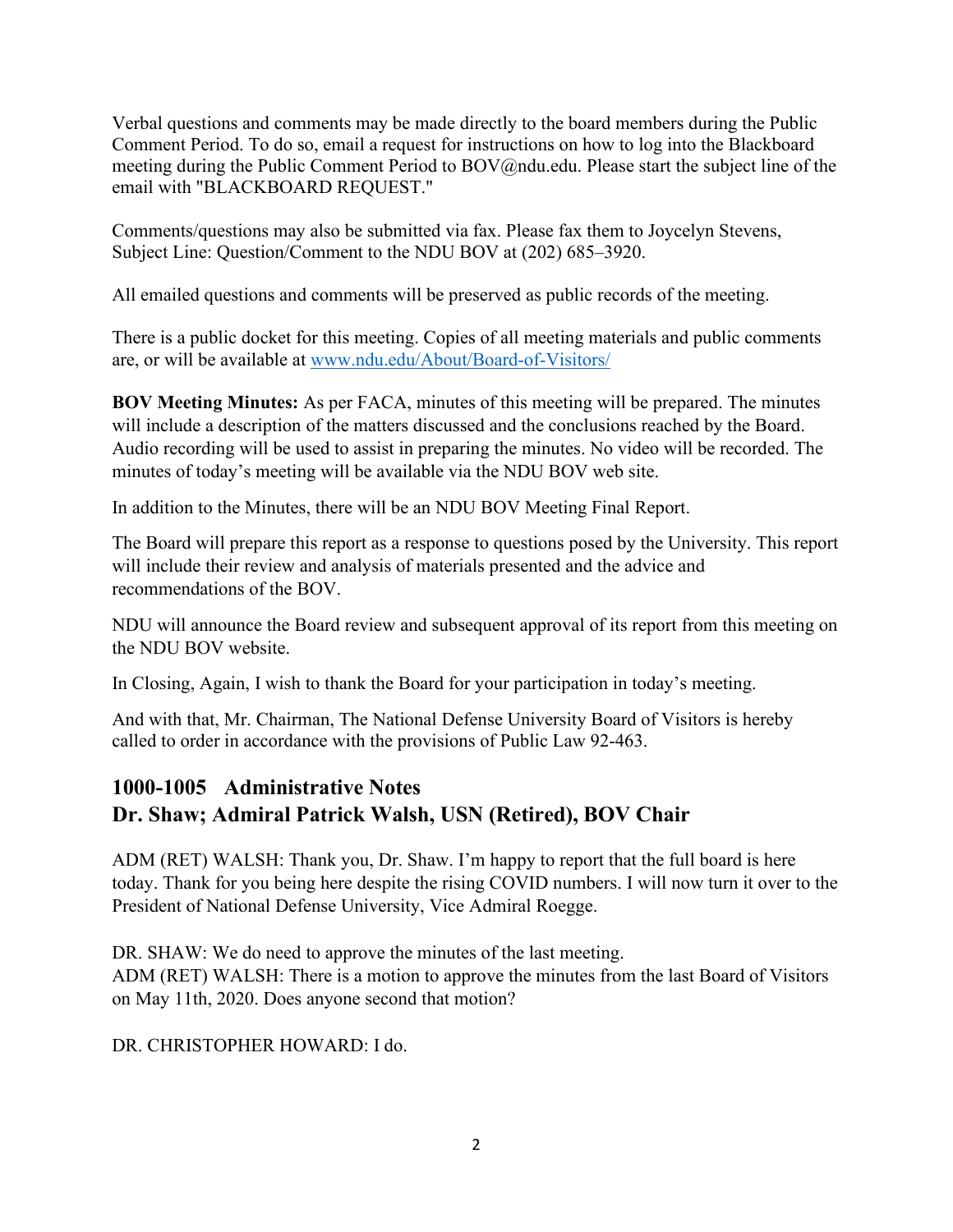Verbal questions and comments may be made directly to the board members during the Public Comment Period. To do so, email a request for instructions on how to log into the Blackboard meeting during the Public Comment Period to BOV@ndu.edu. Please start the subject line of the email with "BLACKBOARD REQUEST."

Comments/questions may also be submitted via fax. Please fax them to Joycelyn Stevens, Subject Line: Question/Comment to the NDU BOV at (202) 685–3920.

All emailed questions and comments will be preserved as public records of the meeting.

There is a public docket for this meeting. Copies of all meeting materials and public comments are, or will be available at [www.ndu.edu/About/Board-of-Visitors/](http://www.ndu.edu/About/Board-of-Visitors/)

**BOV Meeting Minutes:** As per FACA, minutes of this meeting will be prepared. The minutes will include a description of the matters discussed and the conclusions reached by the Board. Audio recording will be used to assist in preparing the minutes. No video will be recorded. The minutes of today's meeting will be available via the NDU BOV web site.

In addition to the Minutes, there will be an NDU BOV Meeting Final Report.

The Board will prepare this report as a response to questions posed by the University. This report will include their review and analysis of materials presented and the advice and recommendations of the BOV.

NDU will announce the Board review and subsequent approval of its report from this meeting on the NDU BOV website.

In Closing, Again, I wish to thank the Board for your participation in today's meeting.

And with that, Mr. Chairman, The National Defense University Board of Visitors is hereby called to order in accordance with the provisions of Public Law 92-463.

## 1000-1005 Administrative Notes
## Dr. Shaw; Admiral Patrick Walsh, USN (Retired), BOV Chair

ADM (RET) WALSH: Thank you, Dr. Shaw. I'm happy to report that the full board is here today. Thank for you being here despite the rising COVID numbers. I will now turn it over to the President of National Defense University, Vice Admiral Roegge.

DR. SHAW: We do need to approve the minutes of the last meeting.
ADM (RET) WALSH: There is a motion to approve the minutes from the last Board of Visitors on May 11th, 2020. Does anyone second that motion?

DR. CHRISTOPHER HOWARD: I do.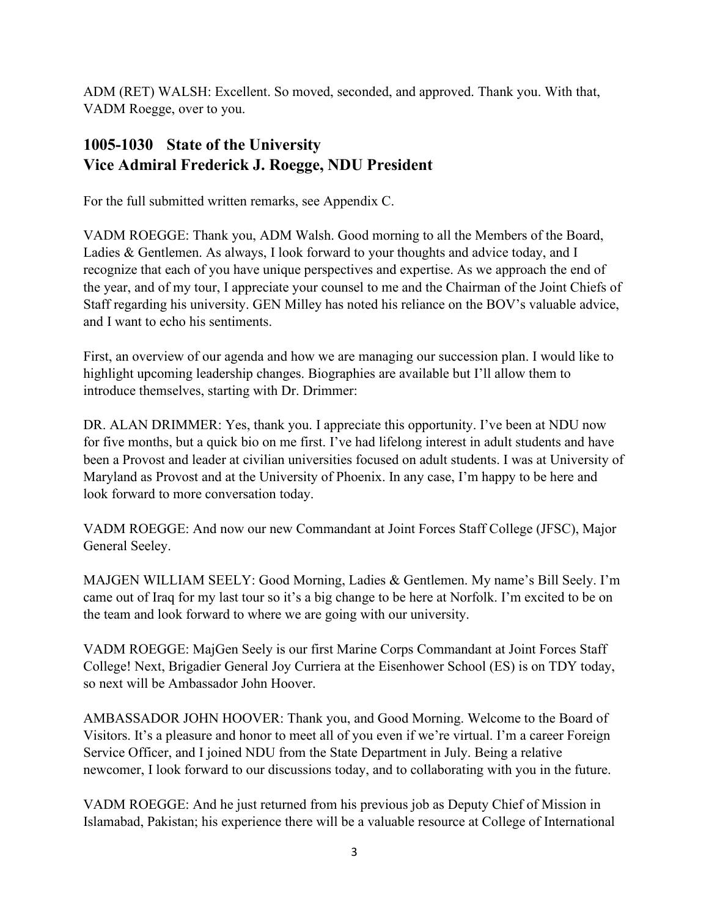ADM (RET) WALSH: Excellent. So moved, seconded, and approved. Thank you. With that, VADM Roegge, over to you.

## 1005-1030 State of the University
## Vice Admiral Frederick J. Roegge, NDU President

For the full submitted written remarks, see Appendix C.

VADM ROEGGE: Thank you, ADM Walsh. Good morning to all the Members of the Board, Ladies & Gentlemen. As always, I look forward to your thoughts and advice today, and I recognize that each of you have unique perspectives and expertise. As we approach the end of the year, and of my tour, I appreciate your counsel to me and the Chairman of the Joint Chiefs of Staff regarding his university. GEN Milley has noted his reliance on the BOV's valuable advice, and I want to echo his sentiments.

First, an overview of our agenda and how we are managing our succession plan. I would like to highlight upcoming leadership changes. Biographies are available but I'll allow them to introduce themselves, starting with Dr. Drimmer:

DR. ALAN DRIMMER: Yes, thank you. I appreciate this opportunity. I've been at NDU now for five months, but a quick bio on me first. I've had lifelong interest in adult students and have been a Provost and leader at civilian universities focused on adult students. I was at University of Maryland as Provost and at the University of Phoenix. In any case, I'm happy to be here and look forward to more conversation today.

VADM ROEGGE: And now our new Commandant at Joint Forces Staff College (JFSC), Major General Seeley.

MAJGEN WILLIAM SEELY: Good Morning, Ladies & Gentlemen. My name's Bill Seely. I'm came out of Iraq for my last tour so it's a big change to be here at Norfolk. I'm excited to be on the team and look forward to where we are going with our university.

VADM ROEGGE: MajGen Seely is our first Marine Corps Commandant at Joint Forces Staff College! Next, Brigadier General Joy Curriera at the Eisenhower School (ES) is on TDY today, so next will be Ambassador John Hoover.

AMBASSADOR JOHN HOOVER: Thank you, and Good Morning. Welcome to the Board of Visitors. It's a pleasure and honor to meet all of you even if we're virtual. I'm a career Foreign Service Officer, and I joined NDU from the State Department in July. Being a relative newcomer, I look forward to our discussions today, and to collaborating with you in the future.

VADM ROEGGE: And he just returned from his previous job as Deputy Chief of Mission in Islamabad, Pakistan; his experience there will be a valuable resource at College of International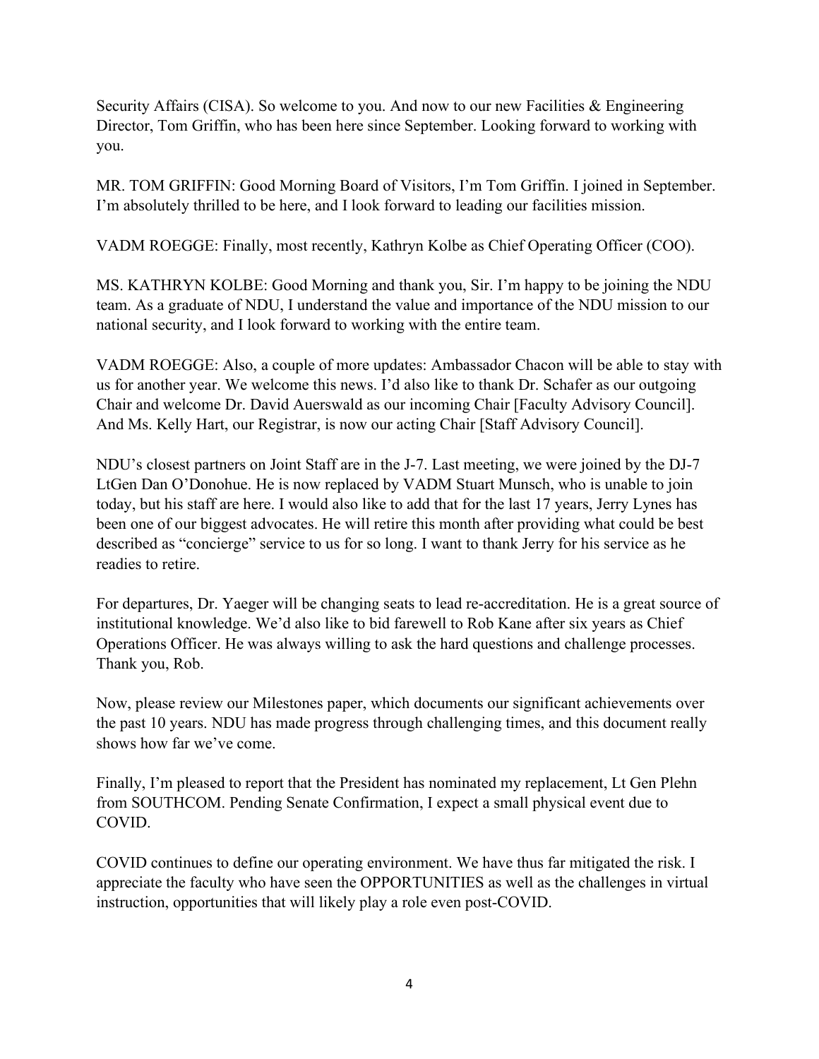Security Affairs (CISA). So welcome to you. And now to our new Facilities & Engineering Director, Tom Griffin, who has been here since September. Looking forward to working with you.

MR. TOM GRIFFIN: Good Morning Board of Visitors, I'm Tom Griffin. I joined in September. I'm absolutely thrilled to be here, and I look forward to leading our facilities mission.

VADM ROEGGE: Finally, most recently, Kathryn Kolbe as Chief Operating Officer (COO).

MS. KATHRYN KOLBE: Good Morning and thank you, Sir. I'm happy to be joining the NDU team. As a graduate of NDU, I understand the value and importance of the NDU mission to our national security, and I look forward to working with the entire team.

VADM ROEGGE: Also, a couple of more updates: Ambassador Chacon will be able to stay with us for another year. We welcome this news. I'd also like to thank Dr. Schafer as our outgoing Chair and welcome Dr. David Auerswald as our incoming Chair [Faculty Advisory Council]. And Ms. Kelly Hart, our Registrar, is now our acting Chair [Staff Advisory Council].

NDU's closest partners on Joint Staff are in the J-7. Last meeting, we were joined by the DJ-7 LtGen Dan O'Donohue. He is now replaced by VADM Stuart Munsch, who is unable to join today, but his staff are here. I would also like to add that for the last 17 years, Jerry Lynes has been one of our biggest advocates. He will retire this month after providing what could be best described as "concierge" service to us for so long. I want to thank Jerry for his service as he readies to retire.

For departures, Dr. Yaeger will be changing seats to lead re-accreditation. He is a great source of institutional knowledge. We'd also like to bid farewell to Rob Kane after six years as Chief Operations Officer. He was always willing to ask the hard questions and challenge processes. Thank you, Rob.

Now, please review our Milestones paper, which documents our significant achievements over the past 10 years. NDU has made progress through challenging times, and this document really shows how far we've come.

Finally, I'm pleased to report that the President has nominated my replacement, Lt Gen Plehn from SOUTHCOM. Pending Senate Confirmation, I expect a small physical event due to COVID.

COVID continues to define our operating environment. We have thus far mitigated the risk. I appreciate the faculty who have seen the OPPORTUNITIES as well as the challenges in virtual instruction, opportunities that will likely play a role even post-COVID.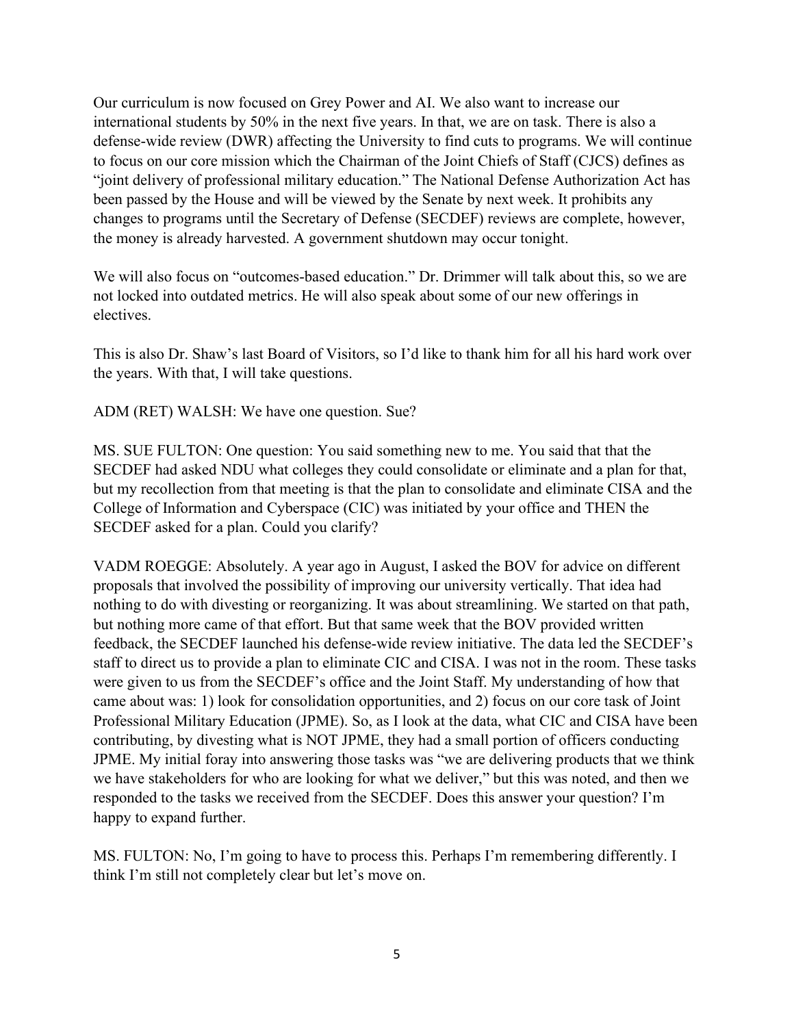Our curriculum is now focused on Grey Power and AI. We also want to increase our international students by 50% in the next five years. In that, we are on task. There is also a defense-wide review (DWR) affecting the University to find cuts to programs. We will continue to focus on our core mission which the Chairman of the Joint Chiefs of Staff (CJCS) defines as "joint delivery of professional military education." The National Defense Authorization Act has been passed by the House and will be viewed by the Senate by next week. It prohibits any changes to programs until the Secretary of Defense (SECDEF) reviews are complete, however, the money is already harvested. A government shutdown may occur tonight.

We will also focus on "outcomes-based education." Dr. Drimmer will talk about this, so we are not locked into outdated metrics. He will also speak about some of our new offerings in electives.

This is also Dr. Shaw's last Board of Visitors, so I'd like to thank him for all his hard work over the years. With that, I will take questions.

ADM (RET) WALSH: We have one question. Sue?

MS. SUE FULTON: One question: You said something new to me. You said that that the SECDEF had asked NDU what colleges they could consolidate or eliminate and a plan for that, but my recollection from that meeting is that the plan to consolidate and eliminate CISA and the College of Information and Cyberspace (CIC) was initiated by your office and THEN the SECDEF asked for a plan. Could you clarify?

VADM ROEGGE: Absolutely. A year ago in August, I asked the BOV for advice on different proposals that involved the possibility of improving our university vertically. That idea had nothing to do with divesting or reorganizing. It was about streamlining. We started on that path, but nothing more came of that effort. But that same week that the BOV provided written feedback, the SECDEF launched his defense-wide review initiative. The data led the SECDEF's staff to direct us to provide a plan to eliminate CIC and CISA. I was not in the room. These tasks were given to us from the SECDEF's office and the Joint Staff. My understanding of how that came about was: 1) look for consolidation opportunities, and 2) focus on our core task of Joint Professional Military Education (JPME). So, as I look at the data, what CIC and CISA have been contributing, by divesting what is NOT JPME, they had a small portion of officers conducting JPME. My initial foray into answering those tasks was "we are delivering products that we think we have stakeholders for who are looking for what we deliver," but this was noted, and then we responded to the tasks we received from the SECDEF. Does this answer your question? I'm happy to expand further.

MS. FULTON: No, I'm going to have to process this. Perhaps I'm remembering differently. I think I'm still not completely clear but let's move on.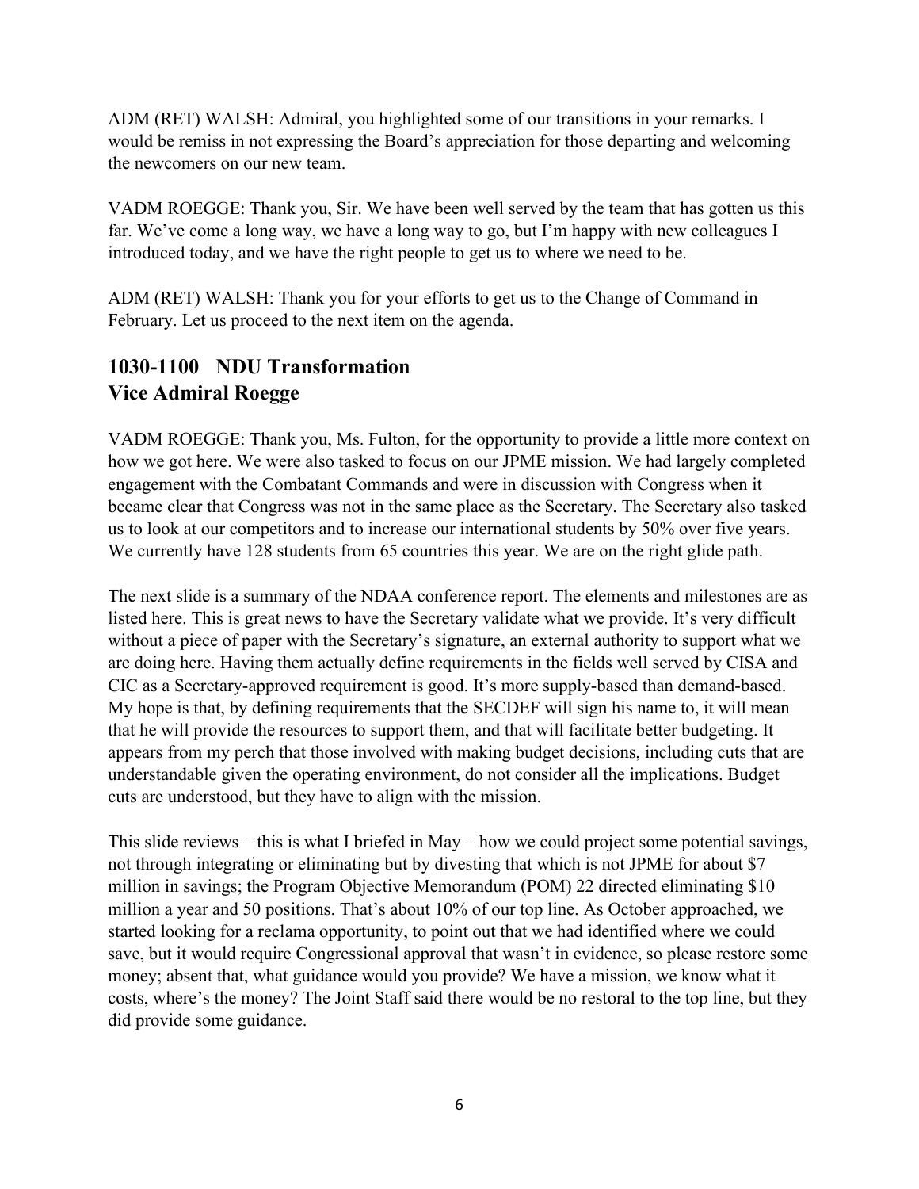ADM (RET) WALSH: Admiral, you highlighted some of our transitions in your remarks. I would be remiss in not expressing the Board's appreciation for those departing and welcoming the newcomers on our new team.

VADM ROEGGE: Thank you, Sir. We have been well served by the team that has gotten us this far. We've come a long way, we have a long way to go, but I'm happy with new colleagues I introduced today, and we have the right people to get us to where we need to be.

ADM (RET) WALSH: Thank you for your efforts to get us to the Change of Command in February. Let us proceed to the next item on the agenda.

## 1030-1100 NDU Transformation
## Vice Admiral Roegge

VADM ROEGGE: Thank you, Ms. Fulton, for the opportunity to provide a little more context on how we got here. We were also tasked to focus on our JPME mission. We had largely completed engagement with the Combatant Commands and were in discussion with Congress when it became clear that Congress was not in the same place as the Secretary. The Secretary also tasked us to look at our competitors and to increase our international students by 50% over five years. We currently have 128 students from 65 countries this year. We are on the right glide path.

The next slide is a summary of the NDAA conference report. The elements and milestones are as listed here. This is great news to have the Secretary validate what we provide. It's very difficult without a piece of paper with the Secretary's signature, an external authority to support what we are doing here. Having them actually define requirements in the fields well served by CISA and CIC as a Secretary-approved requirement is good. It's more supply-based than demand-based. My hope is that, by defining requirements that the SECDEF will sign his name to, it will mean that he will provide the resources to support them, and that will facilitate better budgeting. It appears from my perch that those involved with making budget decisions, including cuts that are understandable given the operating environment, do not consider all the implications. Budget cuts are understood, but they have to align with the mission.

This slide reviews – this is what I briefed in May – how we could project some potential savings, not through integrating or eliminating but by divesting that which is not JPME for about $7 million in savings; the Program Objective Memorandum (POM) 22 directed eliminating $10 million a year and 50 positions. That's about 10% of our top line. As October approached, we started looking for a reclama opportunity, to point out that we had identified where we could save, but it would require Congressional approval that wasn't in evidence, so please restore some money; absent that, what guidance would you provide? We have a mission, we know what it costs, where's the money? The Joint Staff said there would be no restoral to the top line, but they did provide some guidance.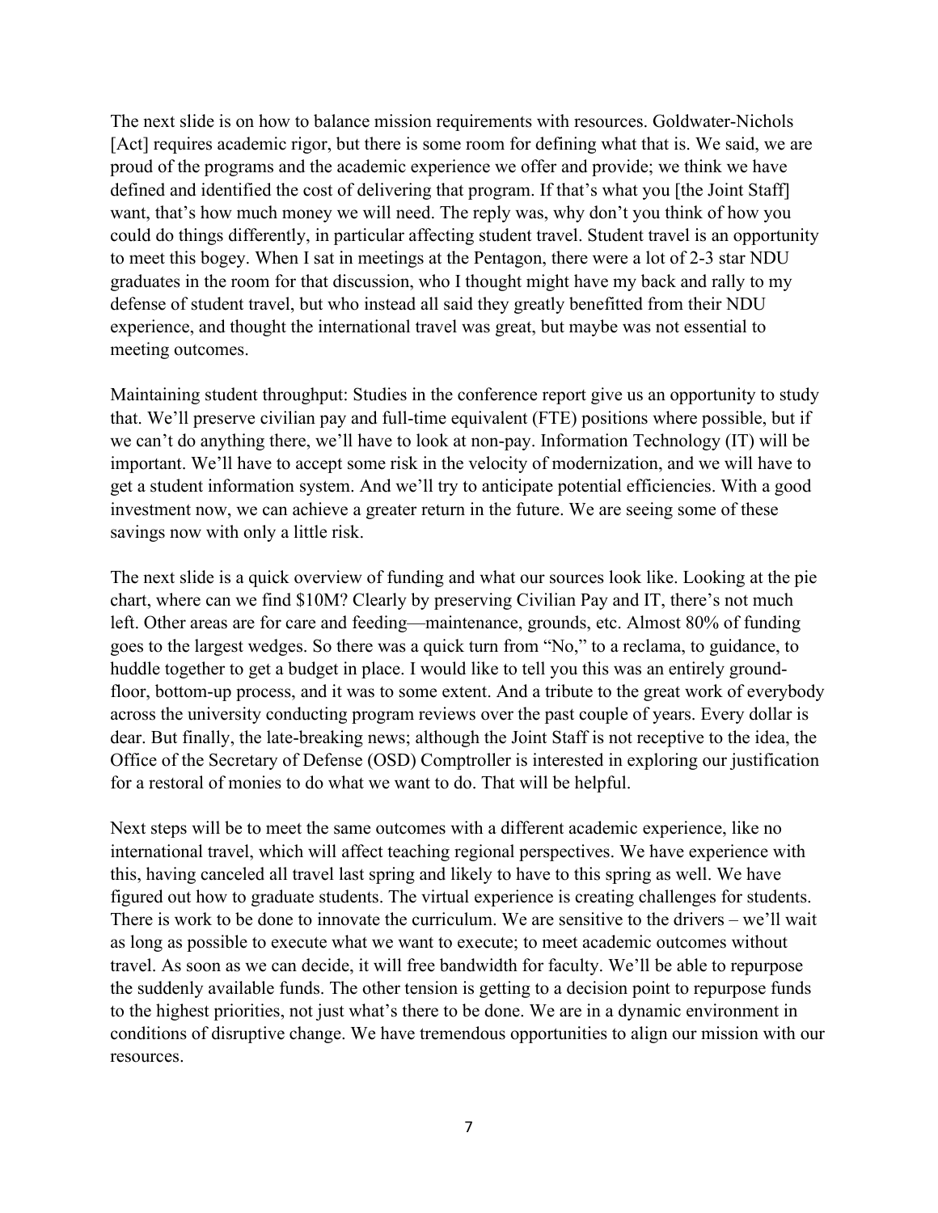The next slide is on how to balance mission requirements with resources. Goldwater-Nichols [Act] requires academic rigor, but there is some room for defining what that is. We said, we are proud of the programs and the academic experience we offer and provide; we think we have defined and identified the cost of delivering that program. If that's what you [the Joint Staff] want, that's how much money we will need. The reply was, why don't you think of how you could do things differently, in particular affecting student travel. Student travel is an opportunity to meet this bogey. When I sat in meetings at the Pentagon, there were a lot of 2-3 star NDU graduates in the room for that discussion, who I thought might have my back and rally to my defense of student travel, but who instead all said they greatly benefitted from their NDU experience, and thought the international travel was great, but maybe was not essential to meeting outcomes.

Maintaining student throughput: Studies in the conference report give us an opportunity to study that. We'll preserve civilian pay and full-time equivalent (FTE) positions where possible, but if we can't do anything there, we'll have to look at non-pay. Information Technology (IT) will be important. We'll have to accept some risk in the velocity of modernization, and we will have to get a student information system. And we'll try to anticipate potential efficiencies. With a good investment now, we can achieve a greater return in the future. We are seeing some of these savings now with only a little risk.

The next slide is a quick overview of funding and what our sources look like. Looking at the pie chart, where can we find $10M? Clearly by preserving Civilian Pay and IT, there's not much left. Other areas are for care and feeding—maintenance, grounds, etc. Almost 80% of funding goes to the largest wedges. So there was a quick turn from "No," to a reclama, to guidance, to huddle together to get a budget in place. I would like to tell you this was an entirely ground-floor, bottom-up process, and it was to some extent. And a tribute to the great work of everybody across the university conducting program reviews over the past couple of years. Every dollar is dear. But finally, the late-breaking news; although the Joint Staff is not receptive to the idea, the Office of the Secretary of Defense (OSD) Comptroller is interested in exploring our justification for a restoral of monies to do what we want to do. That will be helpful.

Next steps will be to meet the same outcomes with a different academic experience, like no international travel, which will affect teaching regional perspectives. We have experience with this, having canceled all travel last spring and likely to have to this spring as well. We have figured out how to graduate students. The virtual experience is creating challenges for students. There is work to be done to innovate the curriculum. We are sensitive to the drivers – we'll wait as long as possible to execute what we want to execute; to meet academic outcomes without travel. As soon as we can decide, it will free bandwidth for faculty. We'll be able to repurpose the suddenly available funds. The other tension is getting to a decision point to repurpose funds to the highest priorities, not just what's there to be done. We are in a dynamic environment in conditions of disruptive change. We have tremendous opportunities to align our mission with our resources.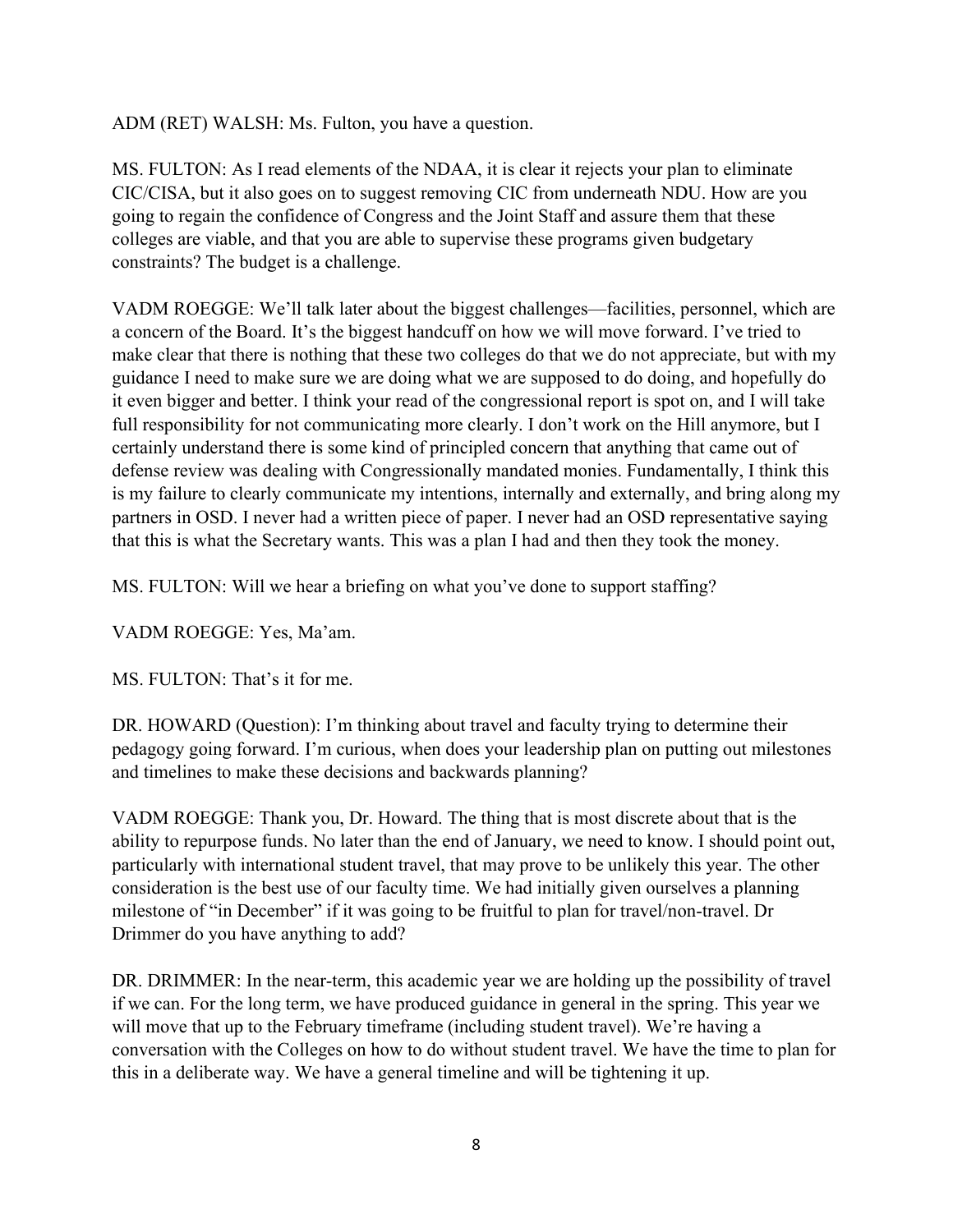ADM (RET) WALSH: Ms. Fulton, you have a question.

MS. FULTON: As I read elements of the NDAA, it is clear it rejects your plan to eliminate CIC/CISA, but it also goes on to suggest removing CIC from underneath NDU. How are you going to regain the confidence of Congress and the Joint Staff and assure them that these colleges are viable, and that you are able to supervise these programs given budgetary constraints? The budget is a challenge.

VADM ROEGGE: We'll talk later about the biggest challenges—facilities, personnel, which are a concern of the Board. It's the biggest handcuff on how we will move forward. I've tried to make clear that there is nothing that these two colleges do that we do not appreciate, but with my guidance I need to make sure we are doing what we are supposed to do doing, and hopefully do it even bigger and better. I think your read of the congressional report is spot on, and I will take full responsibility for not communicating more clearly. I don't work on the Hill anymore, but I certainly understand there is some kind of principled concern that anything that came out of defense review was dealing with Congressionally mandated monies. Fundamentally, I think this is my failure to clearly communicate my intentions, internally and externally, and bring along my partners in OSD. I never had a written piece of paper. I never had an OSD representative saying that this is what the Secretary wants. This was a plan I had and then they took the money.

MS. FULTON: Will we hear a briefing on what you've done to support staffing?

VADM ROEGGE: Yes, Ma'am.

MS. FULTON: That's it for me.

DR. HOWARD (Question): I'm thinking about travel and faculty trying to determine their pedagogy going forward. I'm curious, when does your leadership plan on putting out milestones and timelines to make these decisions and backwards planning?

VADM ROEGGE: Thank you, Dr. Howard. The thing that is most discrete about that is the ability to repurpose funds. No later than the end of January, we need to know. I should point out, particularly with international student travel, that may prove to be unlikely this year. The other consideration is the best use of our faculty time. We had initially given ourselves a planning milestone of "in December" if it was going to be fruitful to plan for travel/non-travel. Dr Drimmer do you have anything to add?

DR. DRIMMER: In the near-term, this academic year we are holding up the possibility of travel if we can. For the long term, we have produced guidance in general in the spring. This year we will move that up to the February timeframe (including student travel). We're having a conversation with the Colleges on how to do without student travel. We have the time to plan for this in a deliberate way. We have a general timeline and will be tightening it up.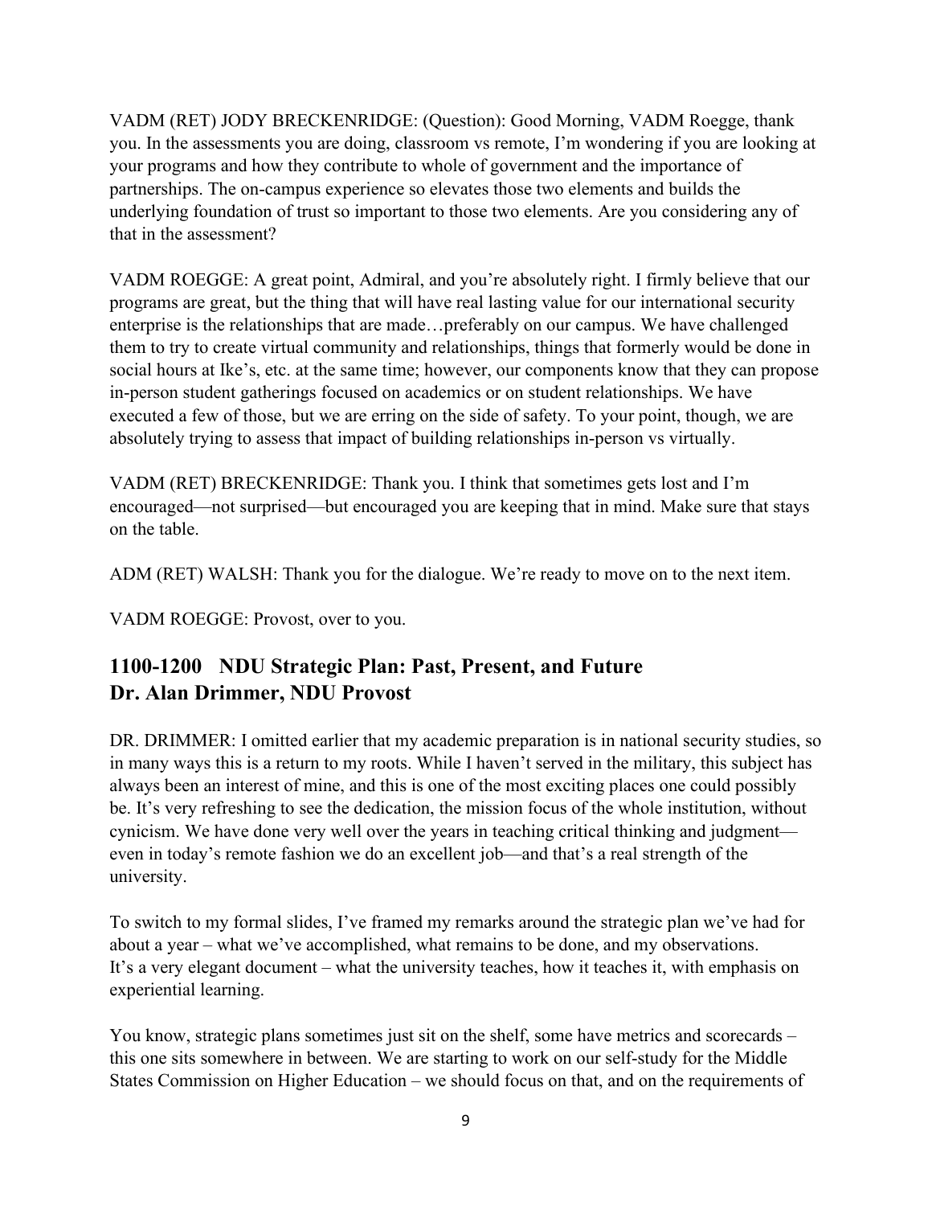VADM (RET) JODY BRECKENRIDGE: (Question): Good Morning, VADM Roegge, thank you. In the assessments you are doing, classroom vs remote, I'm wondering if you are looking at your programs and how they contribute to whole of government and the importance of partnerships. The on-campus experience so elevates those two elements and builds the underlying foundation of trust so important to those two elements. Are you considering any of that in the assessment?

VADM ROEGGE: A great point, Admiral, and you're absolutely right. I firmly believe that our programs are great, but the thing that will have real lasting value for our international security enterprise is the relationships that are made…preferably on our campus. We have challenged them to try to create virtual community and relationships, things that formerly would be done in social hours at Ike's, etc. at the same time; however, our components know that they can propose in-person student gatherings focused on academics or on student relationships. We have executed a few of those, but we are erring on the side of safety. To your point, though, we are absolutely trying to assess that impact of building relationships in-person vs virtually.

VADM (RET) BRECKENRIDGE: Thank you. I think that sometimes gets lost and I'm encouraged—not surprised—but encouraged you are keeping that in mind. Make sure that stays on the table.

ADM (RET) WALSH: Thank you for the dialogue. We're ready to move on to the next item.

VADM ROEGGE: Provost, over to you.

## 1100-1200 NDU Strategic Plan: Past, Present, and Future
## Dr. Alan Drimmer, NDU Provost

DR. DRIMMER: I omitted earlier that my academic preparation is in national security studies, so in many ways this is a return to my roots. While I haven't served in the military, this subject has always been an interest of mine, and this is one of the most exciting places one could possibly be. It's very refreshing to see the dedication, the mission focus of the whole institution, without cynicism. We have done very well over the years in teaching critical thinking and judgment—even in today's remote fashion we do an excellent job—and that's a real strength of the university.

To switch to my formal slides, I've framed my remarks around the strategic plan we've had for about a year – what we've accomplished, what remains to be done, and my observations. It's a very elegant document – what the university teaches, how it teaches it, with emphasis on experiential learning.

You know, strategic plans sometimes just sit on the shelf, some have metrics and scorecards – this one sits somewhere in between. We are starting to work on our self-study for the Middle States Commission on Higher Education – we should focus on that, and on the requirements of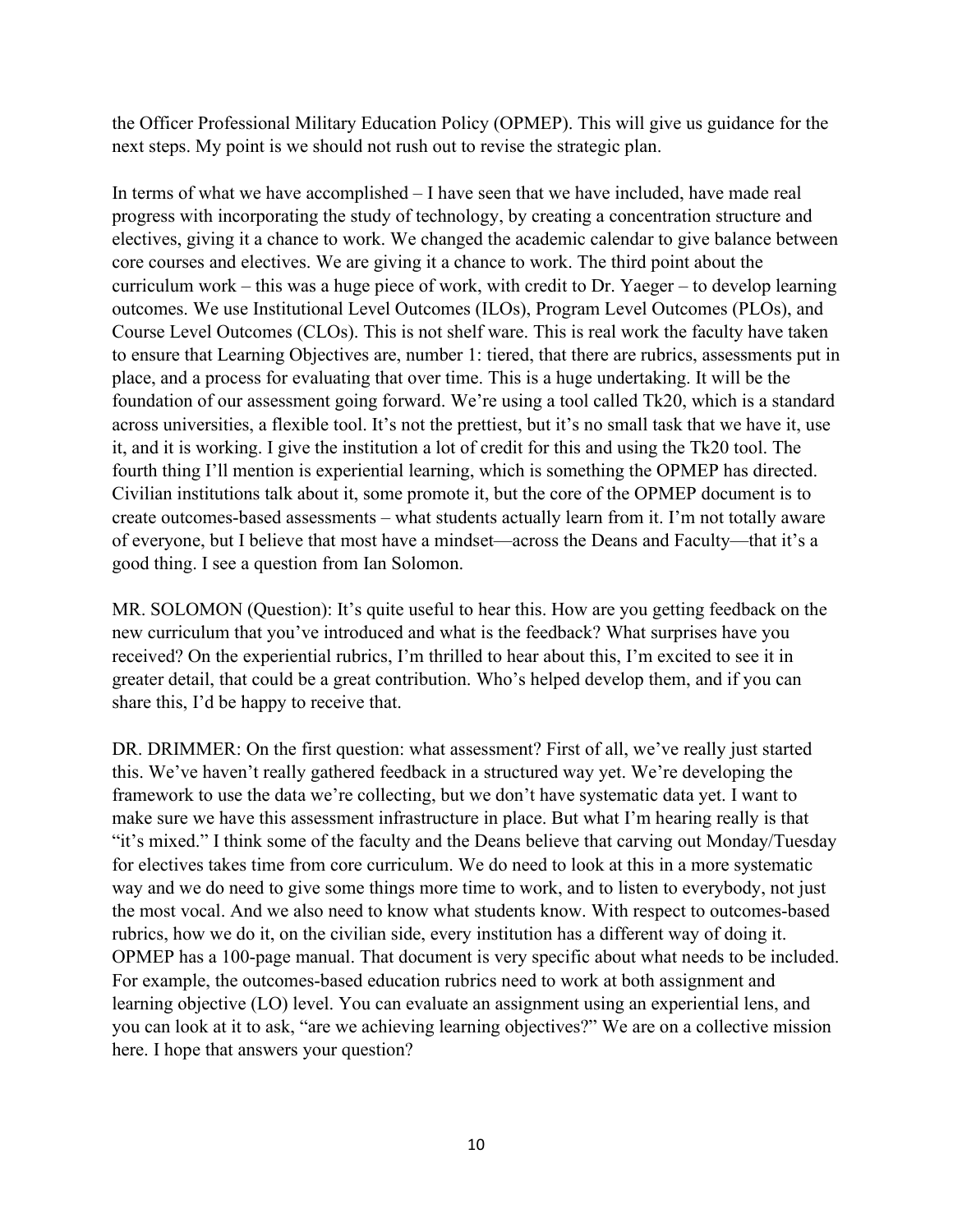the Officer Professional Military Education Policy (OPMEP). This will give us guidance for the next steps. My point is we should not rush out to revise the strategic plan.

In terms of what we have accomplished – I have seen that we have included, have made real progress with incorporating the study of technology, by creating a concentration structure and electives, giving it a chance to work. We changed the academic calendar to give balance between core courses and electives. We are giving it a chance to work. The third point about the curriculum work – this was a huge piece of work, with credit to Dr. Yaeger – to develop learning outcomes. We use Institutional Level Outcomes (ILOs), Program Level Outcomes (PLOs), and Course Level Outcomes (CLOs). This is not shelf ware. This is real work the faculty have taken to ensure that Learning Objectives are, number 1: tiered, that there are rubrics, assessments put in place, and a process for evaluating that over time. This is a huge undertaking. It will be the foundation of our assessment going forward. We're using a tool called Tk20, which is a standard across universities, a flexible tool. It's not the prettiest, but it's no small task that we have it, use it, and it is working. I give the institution a lot of credit for this and using the Tk20 tool. The fourth thing I'll mention is experiential learning, which is something the OPMEP has directed. Civilian institutions talk about it, some promote it, but the core of the OPMEP document is to create outcomes-based assessments – what students actually learn from it. I'm not totally aware of everyone, but I believe that most have a mindset—across the Deans and Faculty—that it's a good thing. I see a question from Ian Solomon.

MR. SOLOMON (Question): It's quite useful to hear this. How are you getting feedback on the new curriculum that you've introduced and what is the feedback? What surprises have you received? On the experiential rubrics, I'm thrilled to hear about this, I'm excited to see it in greater detail, that could be a great contribution. Who's helped develop them, and if you can share this, I'd be happy to receive that.

DR. DRIMMER: On the first question: what assessment? First of all, we've really just started this. We've haven't really gathered feedback in a structured way yet. We're developing the framework to use the data we're collecting, but we don't have systematic data yet. I want to make sure we have this assessment infrastructure in place. But what I'm hearing really is that "it's mixed." I think some of the faculty and the Deans believe that carving out Monday/Tuesday for electives takes time from core curriculum. We do need to look at this in a more systematic way and we do need to give some things more time to work, and to listen to everybody, not just the most vocal. And we also need to know what students know. With respect to outcomes-based rubrics, how we do it, on the civilian side, every institution has a different way of doing it. OPMEP has a 100-page manual. That document is very specific about what needs to be included. For example, the outcomes-based education rubrics need to work at both assignment and learning objective (LO) level. You can evaluate an assignment using an experiential lens, and you can look at it to ask, "are we achieving learning objectives?" We are on a collective mission here. I hope that answers your question?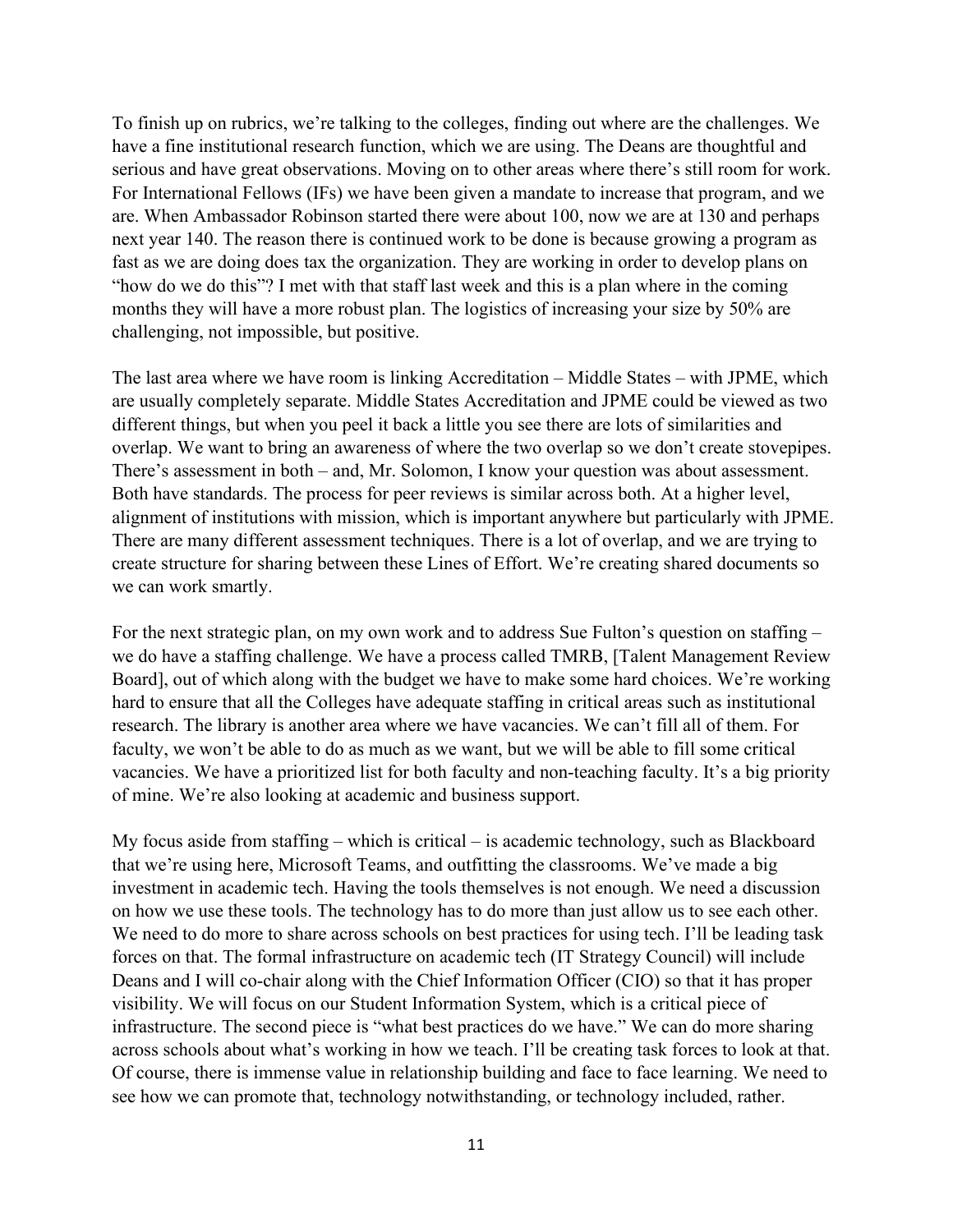To finish up on rubrics, we're talking to the colleges, finding out where are the challenges. We have a fine institutional research function, which we are using. The Deans are thoughtful and serious and have great observations. Moving on to other areas where there's still room for work. For International Fellows (IFs) we have been given a mandate to increase that program, and we are. When Ambassador Robinson started there were about 100, now we are at 130 and perhaps next year 140. The reason there is continued work to be done is because growing a program as fast as we are doing does tax the organization. They are working in order to develop plans on "how do we do this"? I met with that staff last week and this is a plan where in the coming months they will have a more robust plan. The logistics of increasing your size by 50% are challenging, not impossible, but positive.

The last area where we have room is linking Accreditation – Middle States – with JPME, which are usually completely separate. Middle States Accreditation and JPME could be viewed as two different things, but when you peel it back a little you see there are lots of similarities and overlap. We want to bring an awareness of where the two overlap so we don't create stovepipes. There's assessment in both – and, Mr. Solomon, I know your question was about assessment. Both have standards. The process for peer reviews is similar across both. At a higher level, alignment of institutions with mission, which is important anywhere but particularly with JPME. There are many different assessment techniques. There is a lot of overlap, and we are trying to create structure for sharing between these Lines of Effort. We're creating shared documents so we can work smartly.

For the next strategic plan, on my own work and to address Sue Fulton's question on staffing – we do have a staffing challenge. We have a process called TMRB, [Talent Management Review Board], out of which along with the budget we have to make some hard choices. We're working hard to ensure that all the Colleges have adequate staffing in critical areas such as institutional research. The library is another area where we have vacancies. We can't fill all of them. For faculty, we won't be able to do as much as we want, but we will be able to fill some critical vacancies. We have a prioritized list for both faculty and non-teaching faculty. It's a big priority of mine. We're also looking at academic and business support.

My focus aside from staffing – which is critical – is academic technology, such as Blackboard that we're using here, Microsoft Teams, and outfitting the classrooms. We've made a big investment in academic tech. Having the tools themselves is not enough. We need a discussion on how we use these tools. The technology has to do more than just allow us to see each other. We need to do more to share across schools on best practices for using tech. I'll be leading task forces on that. The formal infrastructure on academic tech (IT Strategy Council) will include Deans and I will co-chair along with the Chief Information Officer (CIO) so that it has proper visibility. We will focus on our Student Information System, which is a critical piece of infrastructure. The second piece is "what best practices do we have." We can do more sharing across schools about what's working in how we teach. I'll be creating task forces to look at that. Of course, there is immense value in relationship building and face to face learning. We need to see how we can promote that, technology notwithstanding, or technology included, rather.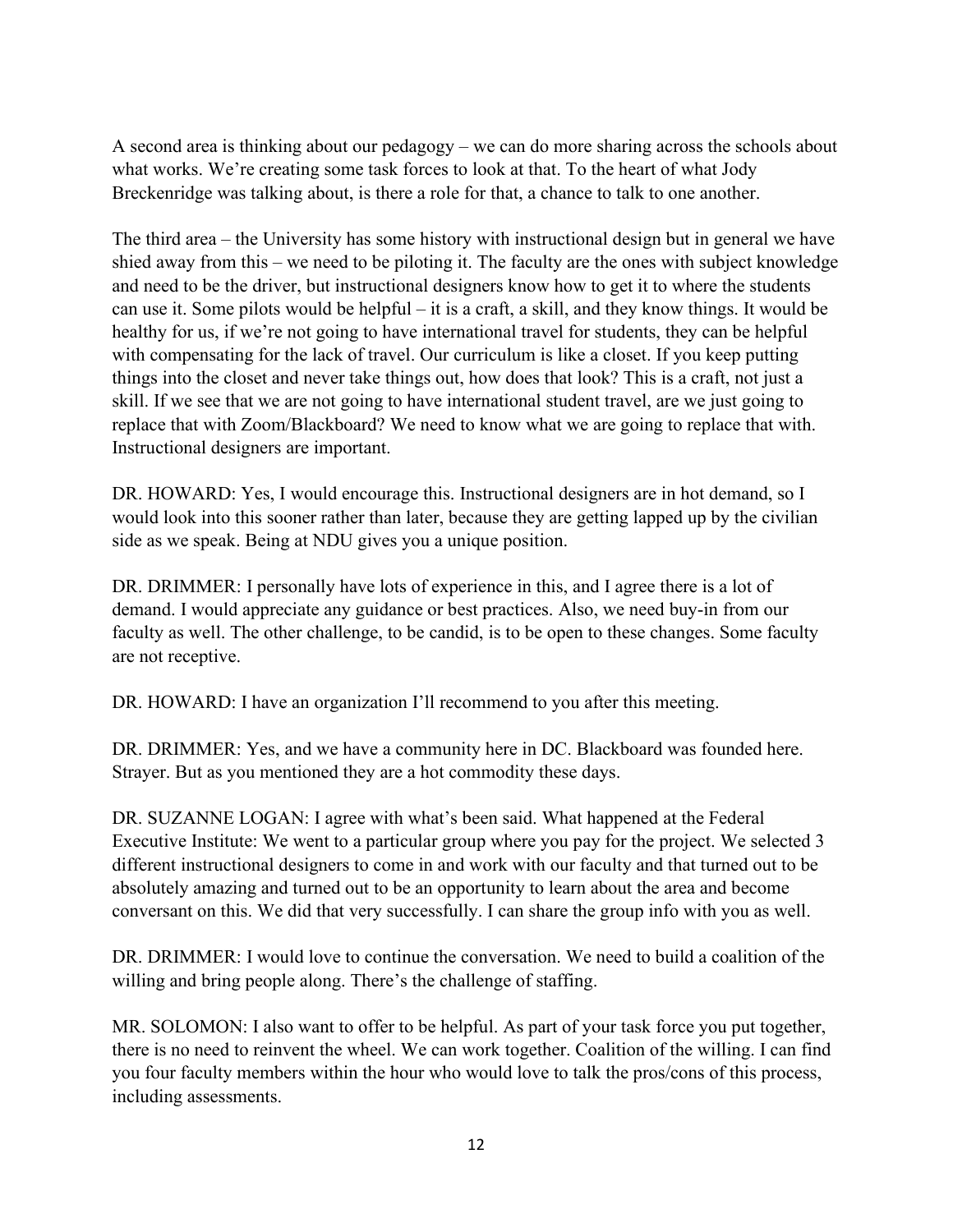A second area is thinking about our pedagogy – we can do more sharing across the schools about what works. We're creating some task forces to look at that. To the heart of what Jody Breckenridge was talking about, is there a role for that, a chance to talk to one another.

The third area – the University has some history with instructional design but in general we have shied away from this – we need to be piloting it. The faculty are the ones with subject knowledge and need to be the driver, but instructional designers know how to get it to where the students can use it. Some pilots would be helpful – it is a craft, a skill, and they know things. It would be healthy for us, if we're not going to have international travel for students, they can be helpful with compensating for the lack of travel. Our curriculum is like a closet. If you keep putting things into the closet and never take things out, how does that look? This is a craft, not just a skill. If we see that we are not going to have international student travel, are we just going to replace that with Zoom/Blackboard? We need to know what we are going to replace that with. Instructional designers are important.

DR. HOWARD: Yes, I would encourage this. Instructional designers are in hot demand, so I would look into this sooner rather than later, because they are getting lapped up by the civilian side as we speak. Being at NDU gives you a unique position.

DR. DRIMMER: I personally have lots of experience in this, and I agree there is a lot of demand. I would appreciate any guidance or best practices. Also, we need buy-in from our faculty as well. The other challenge, to be candid, is to be open to these changes. Some faculty are not receptive.

DR. HOWARD: I have an organization I'll recommend to you after this meeting.

DR. DRIMMER: Yes, and we have a community here in DC. Blackboard was founded here. Strayer. But as you mentioned they are a hot commodity these days.

DR. SUZANNE LOGAN: I agree with what's been said. What happened at the Federal Executive Institute: We went to a particular group where you pay for the project. We selected 3 different instructional designers to come in and work with our faculty and that turned out to be absolutely amazing and turned out to be an opportunity to learn about the area and become conversant on this. We did that very successfully. I can share the group info with you as well.

DR. DRIMMER: I would love to continue the conversation. We need to build a coalition of the willing and bring people along. There's the challenge of staffing.

MR. SOLOMON: I also want to offer to be helpful. As part of your task force you put together, there is no need to reinvent the wheel. We can work together. Coalition of the willing. I can find you four faculty members within the hour who would love to talk the pros/cons of this process, including assessments.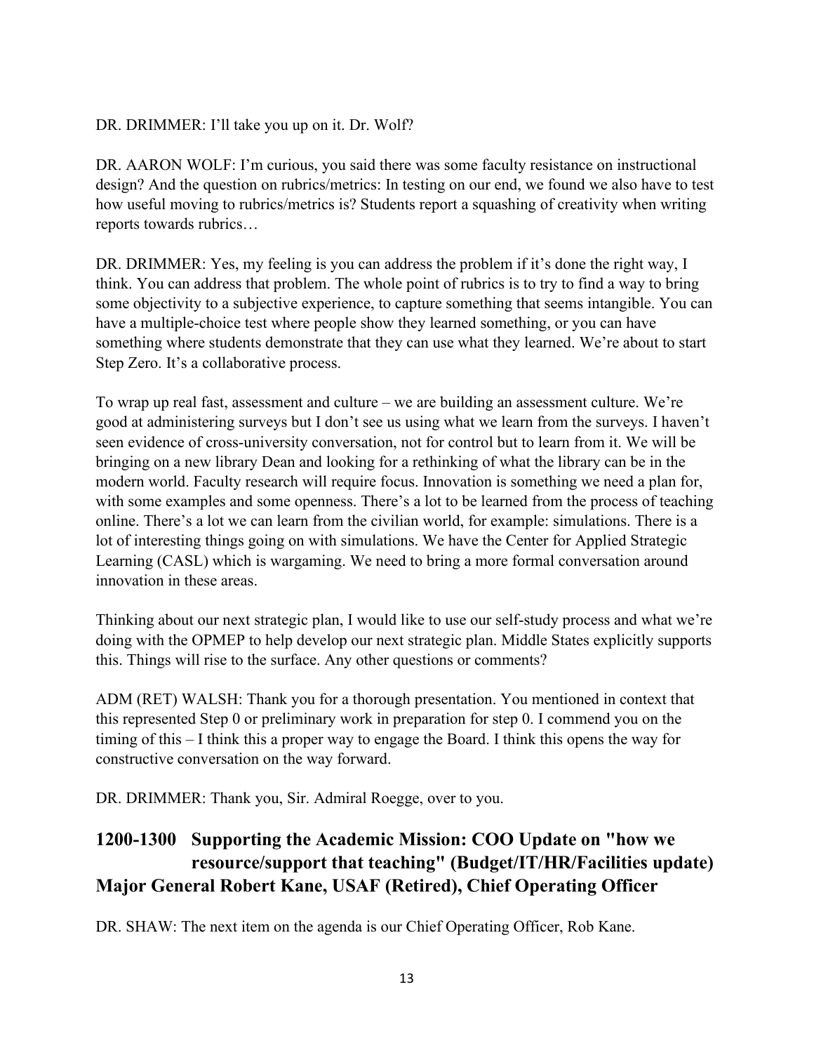DR. DRIMMER: I'll take you up on it. Dr. Wolf?

DR. AARON WOLF: I'm curious, you said there was some faculty resistance on instructional design? And the question on rubrics/metrics: In testing on our end, we found we also have to test how useful moving to rubrics/metrics is? Students report a squashing of creativity when writing reports towards rubrics…

DR. DRIMMER: Yes, my feeling is you can address the problem if it's done the right way, I think. You can address that problem. The whole point of rubrics is to try to find a way to bring some objectivity to a subjective experience, to capture something that seems intangible. You can have a multiple-choice test where people show they learned something, or you can have something where students demonstrate that they can use what they learned. We're about to start Step Zero. It's a collaborative process.

To wrap up real fast, assessment and culture – we are building an assessment culture. We're good at administering surveys but I don't see us using what we learn from the surveys. I haven't seen evidence of cross-university conversation, not for control but to learn from it. We will be bringing on a new library Dean and looking for a rethinking of what the library can be in the modern world. Faculty research will require focus. Innovation is something we need a plan for, with some examples and some openness. There's a lot to be learned from the process of teaching online. There's a lot we can learn from the civilian world, for example: simulations. There is a lot of interesting things going on with simulations. We have the Center for Applied Strategic Learning (CASL) which is wargaming. We need to bring a more formal conversation around innovation in these areas.

Thinking about our next strategic plan, I would like to use our self-study process and what we're doing with the OPMEP to help develop our next strategic plan. Middle States explicitly supports this. Things will rise to the surface. Any other questions or comments?

ADM (RET) WALSH: Thank you for a thorough presentation. You mentioned in context that this represented Step 0 or preliminary work in preparation for step 0. I commend you on the timing of this – I think this a proper way to engage the Board. I think this opens the way for constructive conversation on the way forward.

DR. DRIMMER: Thank you, Sir. Admiral Roegge, over to you.

## 1200-1300 Supporting the Academic Mission: COO Update on "how we resource/support that teaching" (Budget/IT/HR/Facilities update) Major General Robert Kane, USAF (Retired), Chief Operating Officer

DR. SHAW: The next item on the agenda is our Chief Operating Officer, Rob Kane.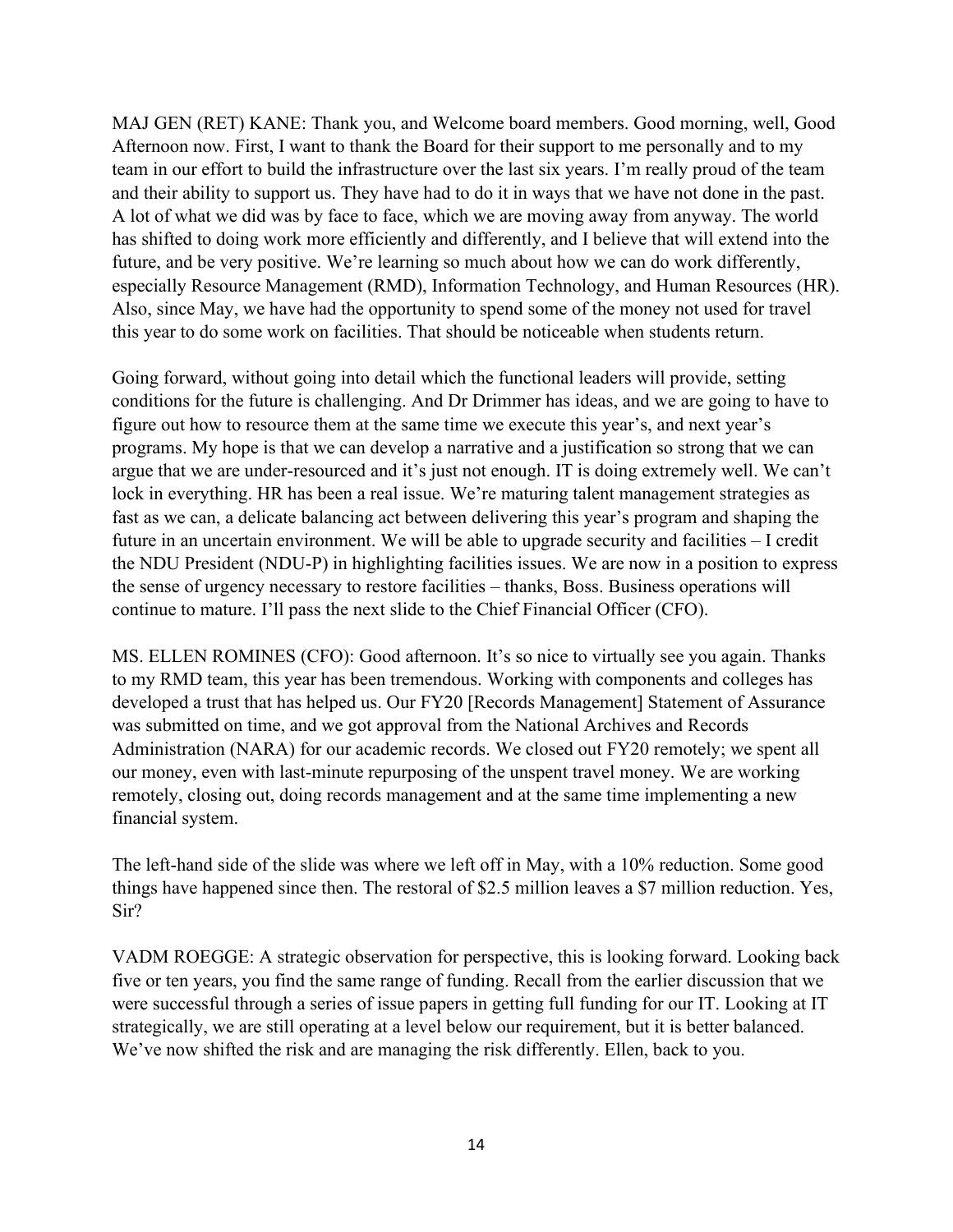MAJ GEN (RET) KANE: Thank you, and Welcome board members. Good morning, well, Good Afternoon now. First, I want to thank the Board for their support to me personally and to my team in our effort to build the infrastructure over the last six years. I'm really proud of the team and their ability to support us. They have had to do it in ways that we have not done in the past. A lot of what we did was by face to face, which we are moving away from anyway. The world has shifted to doing work more efficiently and differently, and I believe that will extend into the future, and be very positive. We're learning so much about how we can do work differently, especially Resource Management (RMD), Information Technology, and Human Resources (HR). Also, since May, we have had the opportunity to spend some of the money not used for travel this year to do some work on facilities. That should be noticeable when students return.

Going forward, without going into detail which the functional leaders will provide, setting conditions for the future is challenging. And Dr Drimmer has ideas, and we are going to have to figure out how to resource them at the same time we execute this year's, and next year's programs. My hope is that we can develop a narrative and a justification so strong that we can argue that we are under-resourced and it's just not enough. IT is doing extremely well. We can't lock in everything. HR has been a real issue. We're maturing talent management strategies as fast as we can, a delicate balancing act between delivering this year's program and shaping the future in an uncertain environment. We will be able to upgrade security and facilities – I credit the NDU President (NDU-P) in highlighting facilities issues. We are now in a position to express the sense of urgency necessary to restore facilities – thanks, Boss. Business operations will continue to mature. I'll pass the next slide to the Chief Financial Officer (CFO).

MS. ELLEN ROMINES (CFO): Good afternoon. It's so nice to virtually see you again. Thanks to my RMD team, this year has been tremendous. Working with components and colleges has developed a trust that has helped us. Our FY20 [Records Management] Statement of Assurance was submitted on time, and we got approval from the National Archives and Records Administration (NARA) for our academic records. We closed out FY20 remotely; we spent all our money, even with last-minute repurposing of the unspent travel money. We are working remotely, closing out, doing records management and at the same time implementing a new financial system.

The left-hand side of the slide was where we left off in May, with a 10% reduction. Some good things have happened since then. The restoral of $2.5 million leaves a $7 million reduction. Yes, Sir?

VADM ROEGGE: A strategic observation for perspective, this is looking forward. Looking back five or ten years, you find the same range of funding. Recall from the earlier discussion that we were successful through a series of issue papers in getting full funding for our IT. Looking at IT strategically, we are still operating at a level below our requirement, but it is better balanced. We've now shifted the risk and are managing the risk differently. Ellen, back to you.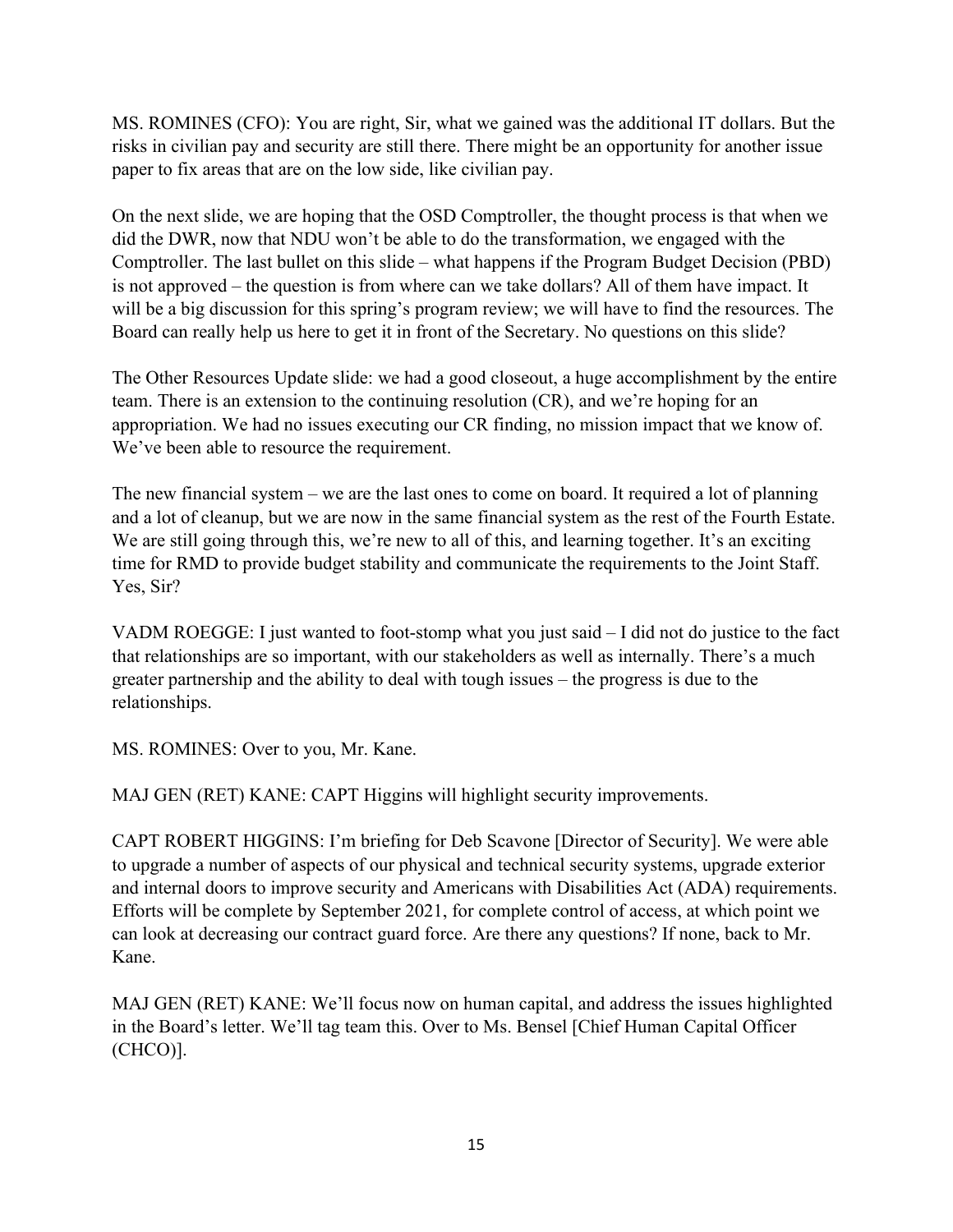MS. ROMINES (CFO): You are right, Sir, what we gained was the additional IT dollars. But the risks in civilian pay and security are still there. There might be an opportunity for another issue paper to fix areas that are on the low side, like civilian pay.

On the next slide, we are hoping that the OSD Comptroller, the thought process is that when we did the DWR, now that NDU won't be able to do the transformation, we engaged with the Comptroller. The last bullet on this slide – what happens if the Program Budget Decision (PBD) is not approved – the question is from where can we take dollars? All of them have impact. It will be a big discussion for this spring's program review; we will have to find the resources. The Board can really help us here to get it in front of the Secretary. No questions on this slide?

The Other Resources Update slide: we had a good closeout, a huge accomplishment by the entire team. There is an extension to the continuing resolution (CR), and we're hoping for an appropriation. We had no issues executing our CR finding, no mission impact that we know of. We've been able to resource the requirement.

The new financial system – we are the last ones to come on board. It required a lot of planning and a lot of cleanup, but we are now in the same financial system as the rest of the Fourth Estate. We are still going through this, we're new to all of this, and learning together. It's an exciting time for RMD to provide budget stability and communicate the requirements to the Joint Staff. Yes, Sir?

VADM ROEGGE: I just wanted to foot-stomp what you just said – I did not do justice to the fact that relationships are so important, with our stakeholders as well as internally. There's a much greater partnership and the ability to deal with tough issues – the progress is due to the relationships.

MS. ROMINES: Over to you, Mr. Kane.

MAJ GEN (RET) KANE: CAPT Higgins will highlight security improvements.

CAPT ROBERT HIGGINS: I'm briefing for Deb Scavone [Director of Security]. We were able to upgrade a number of aspects of our physical and technical security systems, upgrade exterior and internal doors to improve security and Americans with Disabilities Act (ADA) requirements. Efforts will be complete by September 2021, for complete control of access, at which point we can look at decreasing our contract guard force. Are there any questions? If none, back to Mr. Kane.

MAJ GEN (RET) KANE: We'll focus now on human capital, and address the issues highlighted in the Board's letter. We'll tag team this. Over to Ms. Bensel [Chief Human Capital Officer (CHCO)].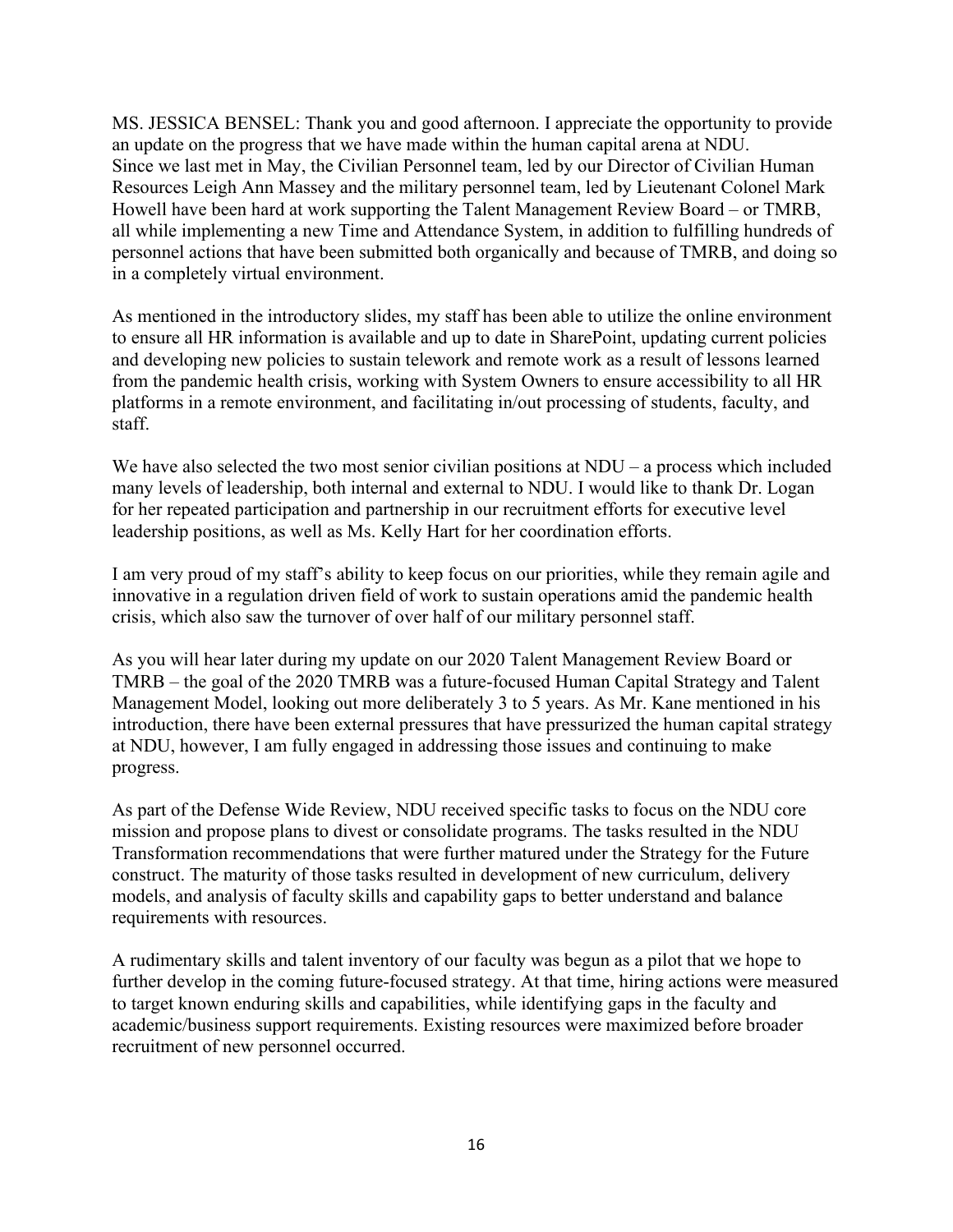MS. JESSICA BENSEL: Thank you and good afternoon. I appreciate the opportunity to provide an update on the progress that we have made within the human capital arena at NDU. Since we last met in May, the Civilian Personnel team, led by our Director of Civilian Human Resources Leigh Ann Massey and the military personnel team, led by Lieutenant Colonel Mark Howell have been hard at work supporting the Talent Management Review Board – or TMRB, all while implementing a new Time and Attendance System, in addition to fulfilling hundreds of personnel actions that have been submitted both organically and because of TMRB, and doing so in a completely virtual environment.

As mentioned in the introductory slides, my staff has been able to utilize the online environment to ensure all HR information is available and up to date in SharePoint, updating current policies and developing new policies to sustain telework and remote work as a result of lessons learned from the pandemic health crisis, working with System Owners to ensure accessibility to all HR platforms in a remote environment, and facilitating in/out processing of students, faculty, and staff.

We have also selected the two most senior civilian positions at NDU – a process which included many levels of leadership, both internal and external to NDU. I would like to thank Dr. Logan for her repeated participation and partnership in our recruitment efforts for executive level leadership positions, as well as Ms. Kelly Hart for her coordination efforts.

I am very proud of my staff's ability to keep focus on our priorities, while they remain agile and innovative in a regulation driven field of work to sustain operations amid the pandemic health crisis, which also saw the turnover of over half of our military personnel staff.

As you will hear later during my update on our 2020 Talent Management Review Board or TMRB – the goal of the 2020 TMRB was a future-focused Human Capital Strategy and Talent Management Model, looking out more deliberately 3 to 5 years. As Mr. Kane mentioned in his introduction, there have been external pressures that have pressurized the human capital strategy at NDU, however, I am fully engaged in addressing those issues and continuing to make progress.

As part of the Defense Wide Review, NDU received specific tasks to focus on the NDU core mission and propose plans to divest or consolidate programs. The tasks resulted in the NDU Transformation recommendations that were further matured under the Strategy for the Future construct. The maturity of those tasks resulted in development of new curriculum, delivery models, and analysis of faculty skills and capability gaps to better understand and balance requirements with resources.

A rudimentary skills and talent inventory of our faculty was begun as a pilot that we hope to further develop in the coming future-focused strategy. At that time, hiring actions were measured to target known enduring skills and capabilities, while identifying gaps in the faculty and academic/business support requirements. Existing resources were maximized before broader recruitment of new personnel occurred.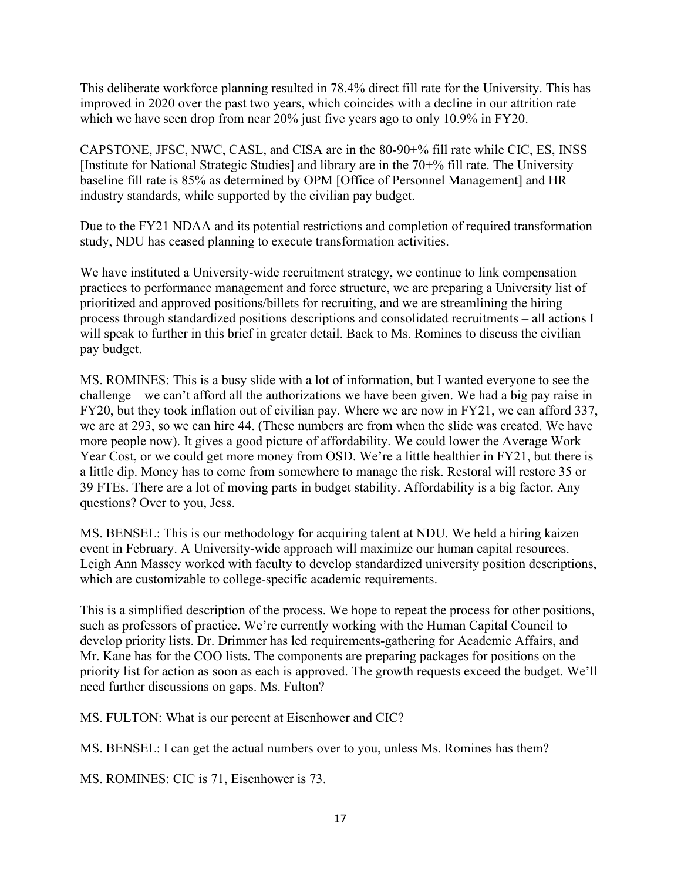This deliberate workforce planning resulted in 78.4% direct fill rate for the University. This has improved in 2020 over the past two years, which coincides with a decline in our attrition rate which we have seen drop from near 20% just five years ago to only 10.9% in FY20.

CAPSTONE, JFSC, NWC, CASL, and CISA are in the 80-90+% fill rate while CIC, ES, INSS [Institute for National Strategic Studies] and library are in the 70+% fill rate. The University baseline fill rate is 85% as determined by OPM [Office of Personnel Management] and HR industry standards, while supported by the civilian pay budget.

Due to the FY21 NDAA and its potential restrictions and completion of required transformation study, NDU has ceased planning to execute transformation activities.

We have instituted a University-wide recruitment strategy, we continue to link compensation practices to performance management and force structure, we are preparing a University list of prioritized and approved positions/billets for recruiting, and we are streamlining the hiring process through standardized positions descriptions and consolidated recruitments – all actions I will speak to further in this brief in greater detail. Back to Ms. Romines to discuss the civilian pay budget.

MS. ROMINES: This is a busy slide with a lot of information, but I wanted everyone to see the challenge – we can't afford all the authorizations we have been given. We had a big pay raise in FY20, but they took inflation out of civilian pay. Where we are now in FY21, we can afford 337, we are at 293, so we can hire 44. (These numbers are from when the slide was created. We have more people now). It gives a good picture of affordability. We could lower the Average Work Year Cost, or we could get more money from OSD. We're a little healthier in FY21, but there is a little dip. Money has to come from somewhere to manage the risk. Restoral will restore 35 or 39 FTEs. There are a lot of moving parts in budget stability. Affordability is a big factor. Any questions? Over to you, Jess.

MS. BENSEL: This is our methodology for acquiring talent at NDU. We held a hiring kaizen event in February. A University-wide approach will maximize our human capital resources. Leigh Ann Massey worked with faculty to develop standardized university position descriptions, which are customizable to college-specific academic requirements.

This is a simplified description of the process. We hope to repeat the process for other positions, such as professors of practice. We're currently working with the Human Capital Council to develop priority lists. Dr. Drimmer has led requirements-gathering for Academic Affairs, and Mr. Kane has for the COO lists. The components are preparing packages for positions on the priority list for action as soon as each is approved. The growth requests exceed the budget. We'll need further discussions on gaps. Ms. Fulton?

MS. FULTON: What is our percent at Eisenhower and CIC?

MS. BENSEL: I can get the actual numbers over to you, unless Ms. Romines has them?

MS. ROMINES: CIC is 71, Eisenhower is 73.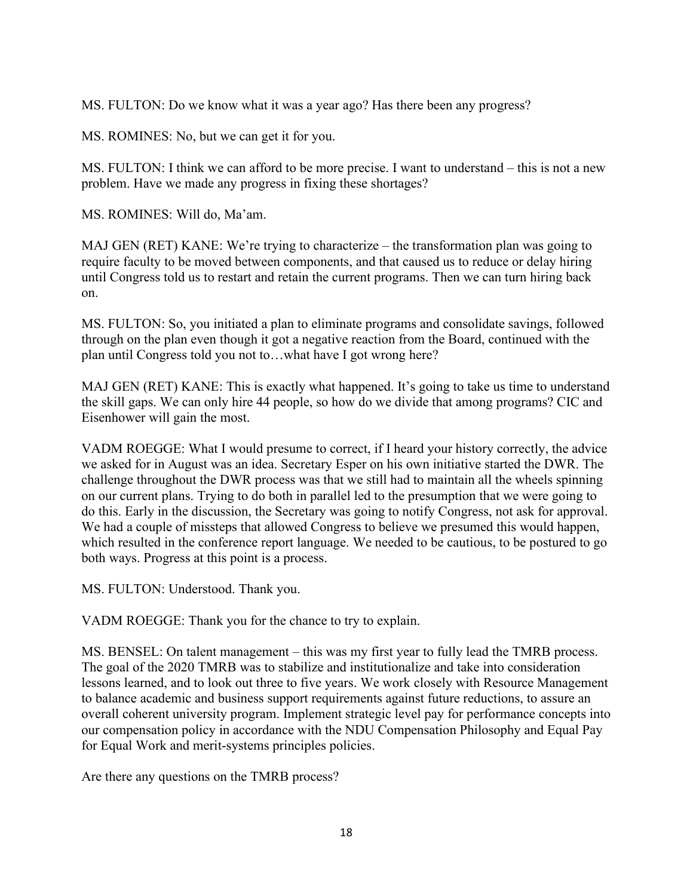MS. FULTON: Do we know what it was a year ago? Has there been any progress?

MS. ROMINES: No, but we can get it for you.

MS. FULTON: I think we can afford to be more precise. I want to understand – this is not a new problem. Have we made any progress in fixing these shortages?

MS. ROMINES: Will do, Ma'am.

MAJ GEN (RET) KANE: We're trying to characterize – the transformation plan was going to require faculty to be moved between components, and that caused us to reduce or delay hiring until Congress told us to restart and retain the current programs. Then we can turn hiring back on.

MS. FULTON: So, you initiated a plan to eliminate programs and consolidate savings, followed through on the plan even though it got a negative reaction from the Board, continued with the plan until Congress told you not to…what have I got wrong here?

MAJ GEN (RET) KANE: This is exactly what happened. It's going to take us time to understand the skill gaps. We can only hire 44 people, so how do we divide that among programs? CIC and Eisenhower will gain the most.

VADM ROEGGE: What I would presume to correct, if I heard your history correctly, the advice we asked for in August was an idea. Secretary Esper on his own initiative started the DWR. The challenge throughout the DWR process was that we still had to maintain all the wheels spinning on our current plans. Trying to do both in parallel led to the presumption that we were going to do this. Early in the discussion, the Secretary was going to notify Congress, not ask for approval. We had a couple of missteps that allowed Congress to believe we presumed this would happen, which resulted in the conference report language. We needed to be cautious, to be postured to go both ways. Progress at this point is a process.

MS. FULTON: Understood. Thank you.

VADM ROEGGE: Thank you for the chance to try to explain.

MS. BENSEL: On talent management – this was my first year to fully lead the TMRB process. The goal of the 2020 TMRB was to stabilize and institutionalize and take into consideration lessons learned, and to look out three to five years. We work closely with Resource Management to balance academic and business support requirements against future reductions, to assure an overall coherent university program. Implement strategic level pay for performance concepts into our compensation policy in accordance with the NDU Compensation Philosophy and Equal Pay for Equal Work and merit-systems principles policies.

Are there any questions on the TMRB process?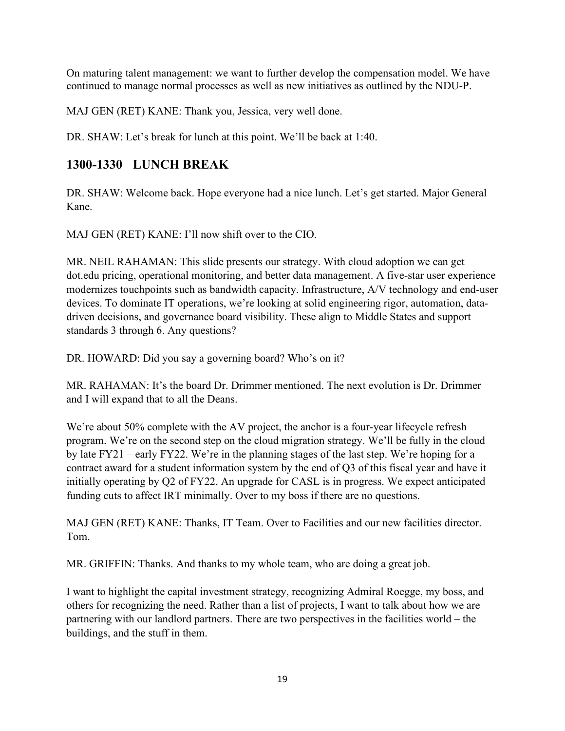On maturing talent management: we want to further develop the compensation model. We have continued to manage normal processes as well as new initiatives as outlined by the NDU-P.

MAJ GEN (RET) KANE: Thank you, Jessica, very well done.

DR. SHAW: Let's break for lunch at this point. We'll be back at 1:40.

## 1300-1330 LUNCH BREAK

DR. SHAW: Welcome back. Hope everyone had a nice lunch. Let's get started. Major General Kane.

MAJ GEN (RET) KANE: I'll now shift over to the CIO.

MR. NEIL RAHAMAN: This slide presents our strategy. With cloud adoption we can get dot.edu pricing, operational monitoring, and better data management. A five-star user experience modernizes touchpoints such as bandwidth capacity. Infrastructure, A/V technology and end-user devices. To dominate IT operations, we're looking at solid engineering rigor, automation, data-driven decisions, and governance board visibility. These align to Middle States and support standards 3 through 6. Any questions?

DR. HOWARD: Did you say a governing board? Who's on it?

MR. RAHAMAN: It's the board Dr. Drimmer mentioned. The next evolution is Dr. Drimmer and I will expand that to all the Deans.

We're about 50% complete with the AV project, the anchor is a four-year lifecycle refresh program. We're on the second step on the cloud migration strategy. We'll be fully in the cloud by late FY21 – early FY22. We're in the planning stages of the last step. We're hoping for a contract award for a student information system by the end of Q3 of this fiscal year and have it initially operating by Q2 of FY22. An upgrade for CASL is in progress. We expect anticipated funding cuts to affect IRT minimally. Over to my boss if there are no questions.

MAJ GEN (RET) KANE: Thanks, IT Team. Over to Facilities and our new facilities director. Tom.

MR. GRIFFIN: Thanks. And thanks to my whole team, who are doing a great job.

I want to highlight the capital investment strategy, recognizing Admiral Roegge, my boss, and others for recognizing the need. Rather than a list of projects, I want to talk about how we are partnering with our landlord partners. There are two perspectives in the facilities world – the buildings, and the stuff in them.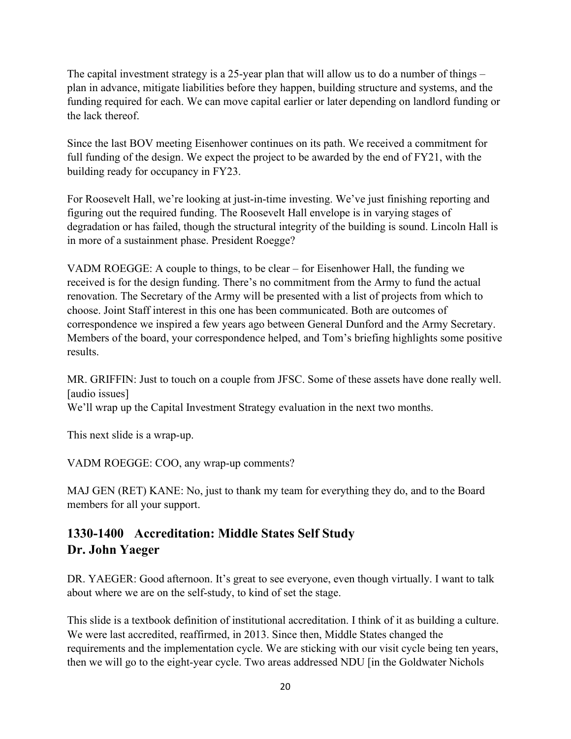The capital investment strategy is a 25-year plan that will allow us to do a number of things – plan in advance, mitigate liabilities before they happen, building structure and systems, and the funding required for each. We can move capital earlier or later depending on landlord funding or the lack thereof.

Since the last BOV meeting Eisenhower continues on its path. We received a commitment for full funding of the design. We expect the project to be awarded by the end of FY21, with the building ready for occupancy in FY23.

For Roosevelt Hall, we're looking at just-in-time investing. We've just finishing reporting and figuring out the required funding. The Roosevelt Hall envelope is in varying stages of degradation or has failed, though the structural integrity of the building is sound. Lincoln Hall is in more of a sustainment phase. President Roegge?

VADM ROEGGE: A couple to things, to be clear – for Eisenhower Hall, the funding we received is for the design funding. There's no commitment from the Army to fund the actual renovation. The Secretary of the Army will be presented with a list of projects from which to choose. Joint Staff interest in this one has been communicated. Both are outcomes of correspondence we inspired a few years ago between General Dunford and the Army Secretary. Members of the board, your correspondence helped, and Tom's briefing highlights some positive results.

MR. GRIFFIN: Just to touch on a couple from JFSC. Some of these assets have done really well. [audio issues]
We'll wrap up the Capital Investment Strategy evaluation in the next two months.

This next slide is a wrap-up.

VADM ROEGGE: COO, any wrap-up comments?

MAJ GEN (RET) KANE: No, just to thank my team for everything they do, and to the Board members for all your support.

## 1330-1400 Accreditation: Middle States Self Study
## Dr. John Yaeger

DR. YAEGER: Good afternoon. It's great to see everyone, even though virtually. I want to talk about where we are on the self-study, to kind of set the stage.

This slide is a textbook definition of institutional accreditation. I think of it as building a culture. We were last accredited, reaffirmed, in 2013. Since then, Middle States changed the requirements and the implementation cycle. We are sticking with our visit cycle being ten years, then we will go to the eight-year cycle. Two areas addressed NDU [in the Goldwater Nichols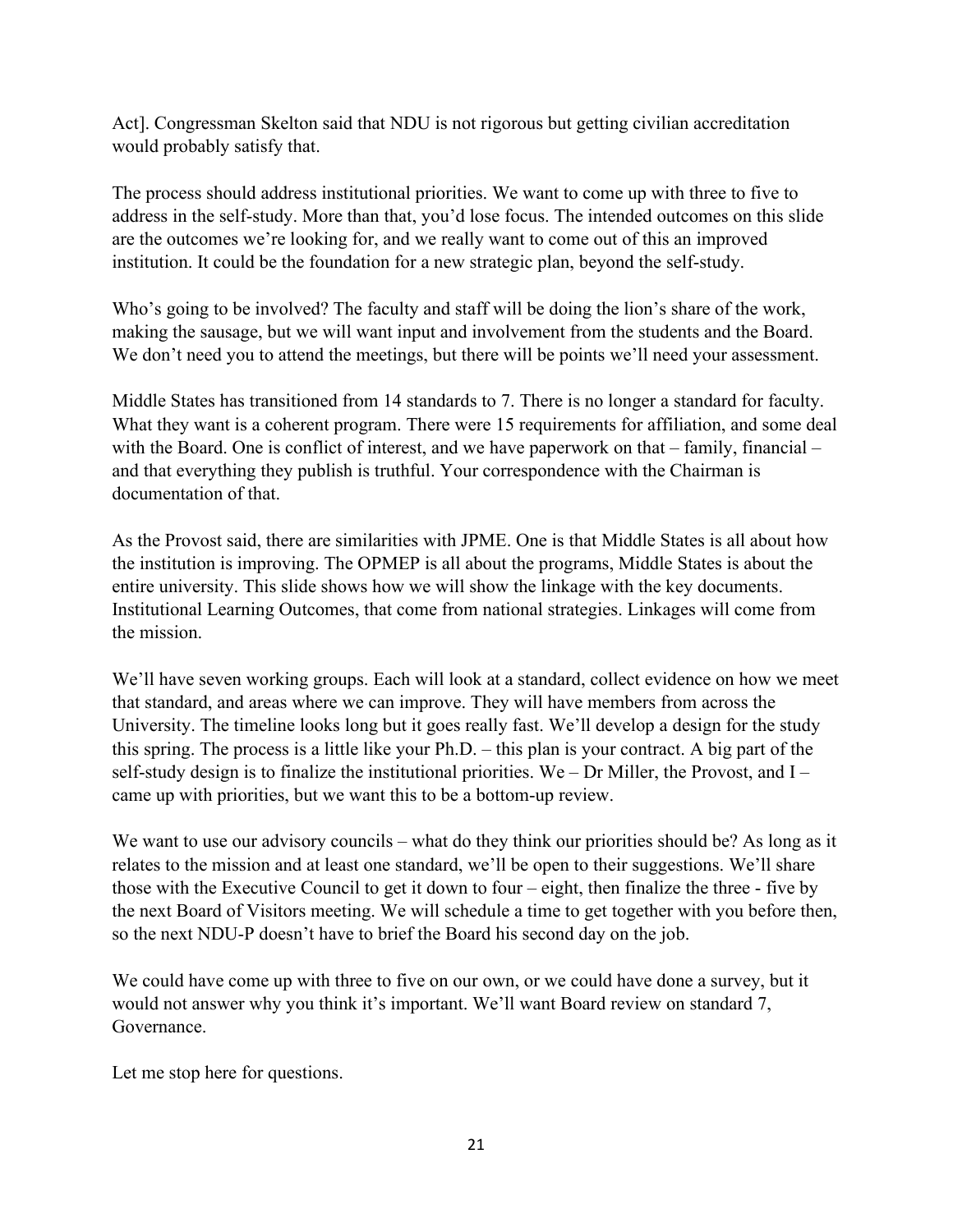Act]. Congressman Skelton said that NDU is not rigorous but getting civilian accreditation would probably satisfy that.

The process should address institutional priorities. We want to come up with three to five to address in the self-study. More than that, you'd lose focus. The intended outcomes on this slide are the outcomes we're looking for, and we really want to come out of this an improved institution. It could be the foundation for a new strategic plan, beyond the self-study.

Who's going to be involved? The faculty and staff will be doing the lion's share of the work, making the sausage, but we will want input and involvement from the students and the Board. We don't need you to attend the meetings, but there will be points we'll need your assessment.

Middle States has transitioned from 14 standards to 7. There is no longer a standard for faculty. What they want is a coherent program. There were 15 requirements for affiliation, and some deal with the Board. One is conflict of interest, and we have paperwork on that – family, financial – and that everything they publish is truthful. Your correspondence with the Chairman is documentation of that.

As the Provost said, there are similarities with JPME. One is that Middle States is all about how the institution is improving. The OPMEP is all about the programs, Middle States is about the entire university. This slide shows how we will show the linkage with the key documents. Institutional Learning Outcomes, that come from national strategies. Linkages will come from the mission.

We'll have seven working groups. Each will look at a standard, collect evidence on how we meet that standard, and areas where we can improve. They will have members from across the University. The timeline looks long but it goes really fast. We'll develop a design for the study this spring. The process is a little like your Ph.D. – this plan is your contract. A big part of the self-study design is to finalize the institutional priorities. We – Dr Miller, the Provost, and I – came up with priorities, but we want this to be a bottom-up review.

We want to use our advisory councils – what do they think our priorities should be? As long as it relates to the mission and at least one standard, we'll be open to their suggestions. We'll share those with the Executive Council to get it down to four – eight, then finalize the three - five by the next Board of Visitors meeting. We will schedule a time to get together with you before then, so the next NDU-P doesn't have to brief the Board his second day on the job.

We could have come up with three to five on our own, or we could have done a survey, but it would not answer why you think it's important. We'll want Board review on standard 7, Governance.

Let me stop here for questions.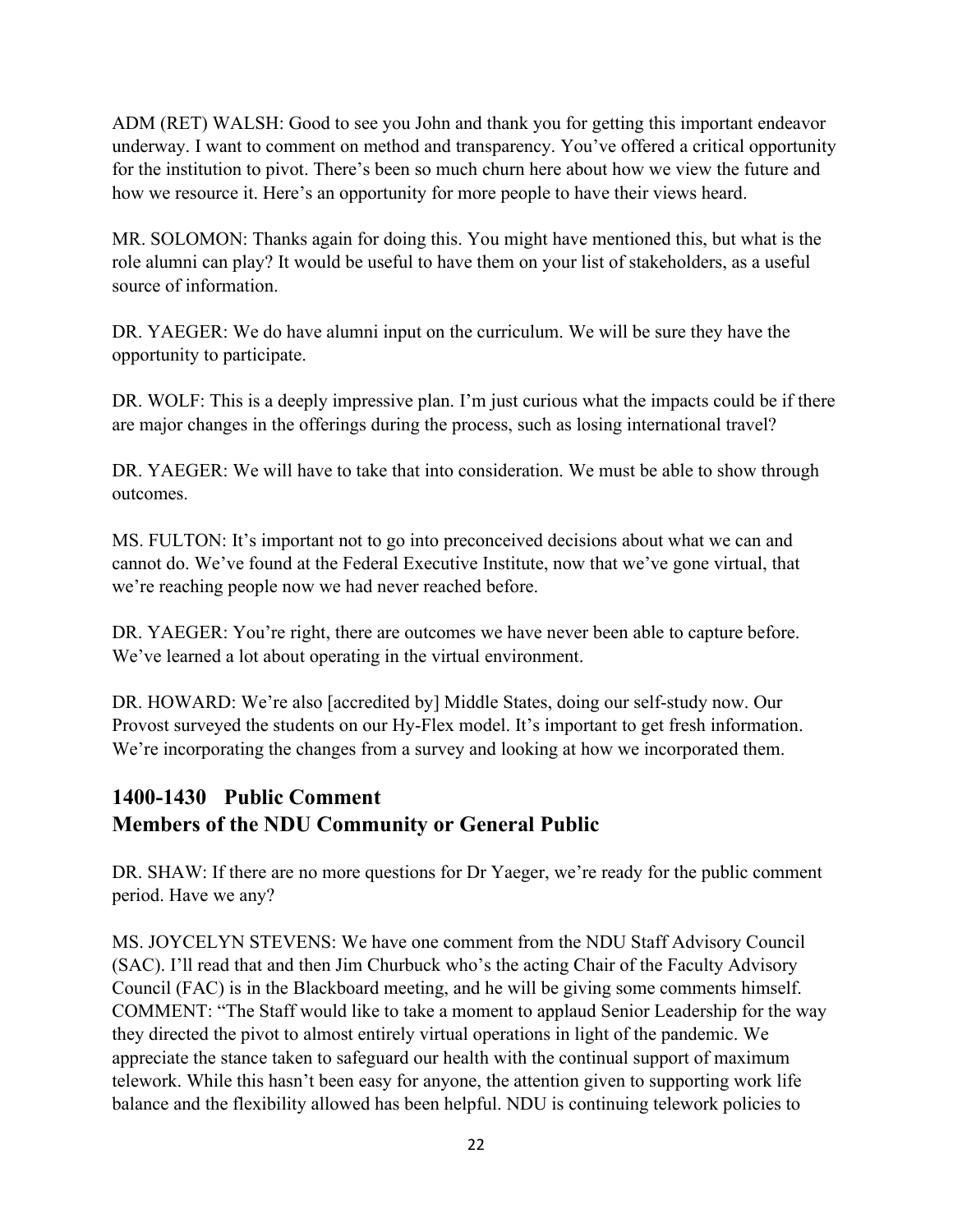ADM (RET) WALSH: Good to see you John and thank you for getting this important endeavor underway. I want to comment on method and transparency. You've offered a critical opportunity for the institution to pivot. There's been so much churn here about how we view the future and how we resource it. Here's an opportunity for more people to have their views heard.

MR. SOLOMON: Thanks again for doing this. You might have mentioned this, but what is the role alumni can play? It would be useful to have them on your list of stakeholders, as a useful source of information.

DR. YAEGER: We do have alumni input on the curriculum. We will be sure they have the opportunity to participate.

DR. WOLF: This is a deeply impressive plan. I'm just curious what the impacts could be if there are major changes in the offerings during the process, such as losing international travel?

DR. YAEGER: We will have to take that into consideration. We must be able to show through outcomes.

MS. FULTON: It's important not to go into preconceived decisions about what we can and cannot do. We've found at the Federal Executive Institute, now that we've gone virtual, that we're reaching people now we had never reached before.

DR. YAEGER: You're right, there are outcomes we have never been able to capture before. We've learned a lot about operating in the virtual environment.

DR. HOWARD: We're also [accredited by] Middle States, doing our self-study now. Our Provost surveyed the students on our Hy-Flex model. It's important to get fresh information. We're incorporating the changes from a survey and looking at how we incorporated them.

## 1400-1430 Public Comment
## Members of the NDU Community or General Public

DR. SHAW: If there are no more questions for Dr Yaeger, we're ready for the public comment period. Have we any?

MS. JOYCELYN STEVENS: We have one comment from the NDU Staff Advisory Council (SAC). I'll read that and then Jim Churbuck who's the acting Chair of the Faculty Advisory Council (FAC) is in the Blackboard meeting, and he will be giving some comments himself. COMMENT: "The Staff would like to take a moment to applaud Senior Leadership for the way they directed the pivot to almost entirely virtual operations in light of the pandemic. We appreciate the stance taken to safeguard our health with the continual support of maximum telework. While this hasn't been easy for anyone, the attention given to supporting work life balance and the flexibility allowed has been helpful. NDU is continuing telework policies to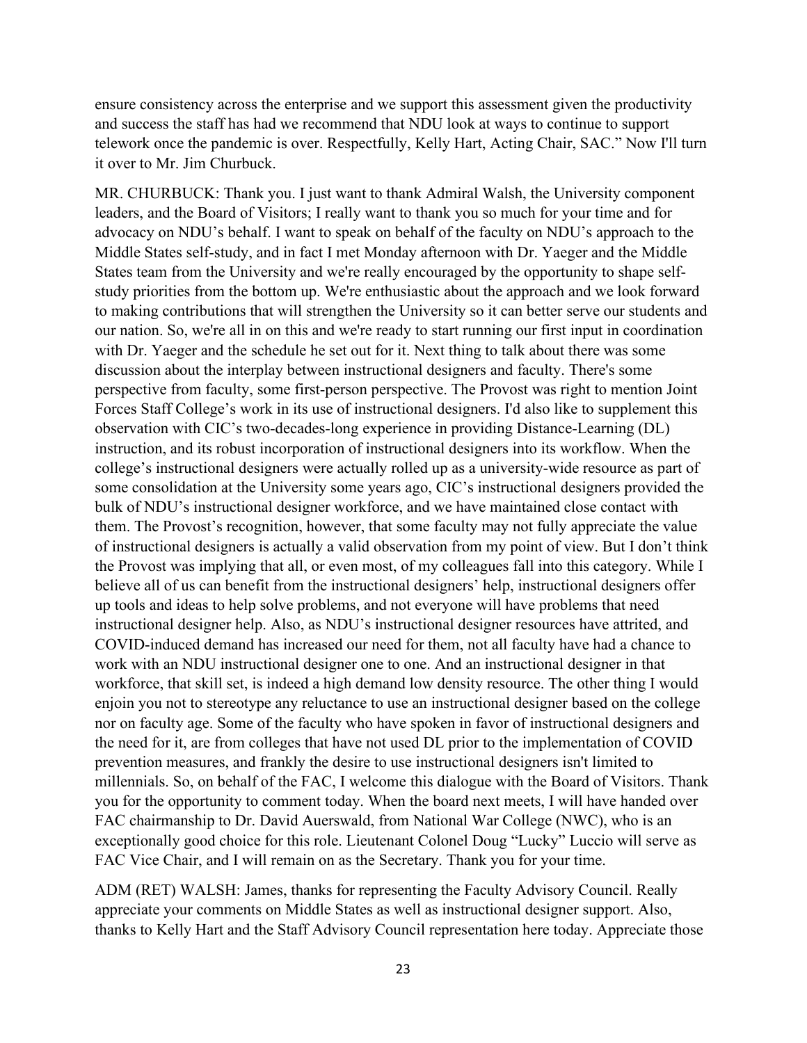ensure consistency across the enterprise and we support this assessment given the productivity and success the staff has had we recommend that NDU look at ways to continue to support telework once the pandemic is over. Respectfully, Kelly Hart, Acting Chair, SAC." Now I'll turn it over to Mr. Jim Churbuck.

MR. CHURBUCK: Thank you. I just want to thank Admiral Walsh, the University component leaders, and the Board of Visitors; I really want to thank you so much for your time and for advocacy on NDU's behalf. I want to speak on behalf of the faculty on NDU's approach to the Middle States self-study, and in fact I met Monday afternoon with Dr. Yaeger and the Middle States team from the University and we're really encouraged by the opportunity to shape self-study priorities from the bottom up. We're enthusiastic about the approach and we look forward to making contributions that will strengthen the University so it can better serve our students and our nation. So, we're all in on this and we're ready to start running our first input in coordination with Dr. Yaeger and the schedule he set out for it. Next thing to talk about there was some discussion about the interplay between instructional designers and faculty. There's some perspective from faculty, some first-person perspective. The Provost was right to mention Joint Forces Staff College's work in its use of instructional designers. I'd also like to supplement this observation with CIC's two-decades-long experience in providing Distance-Learning (DL) instruction, and its robust incorporation of instructional designers into its workflow. When the college's instructional designers were actually rolled up as a university-wide resource as part of some consolidation at the University some years ago, CIC's instructional designers provided the bulk of NDU's instructional designer workforce, and we have maintained close contact with them. The Provost's recognition, however, that some faculty may not fully appreciate the value of instructional designers is actually a valid observation from my point of view. But I don't think the Provost was implying that all, or even most, of my colleagues fall into this category. While I believe all of us can benefit from the instructional designers' help, instructional designers offer up tools and ideas to help solve problems, and not everyone will have problems that need instructional designer help. Also, as NDU's instructional designer resources have attrited, and COVID-induced demand has increased our need for them, not all faculty have had a chance to work with an NDU instructional designer one to one. And an instructional designer in that workforce, that skill set, is indeed a high demand low density resource. The other thing I would enjoin you not to stereotype any reluctance to use an instructional designer based on the college nor on faculty age. Some of the faculty who have spoken in favor of instructional designers and the need for it, are from colleges that have not used DL prior to the implementation of COVID prevention measures, and frankly the desire to use instructional designers isn't limited to millennials. So, on behalf of the FAC, I welcome this dialogue with the Board of Visitors. Thank you for the opportunity to comment today. When the board next meets, I will have handed over FAC chairmanship to Dr. David Auerswald, from National War College (NWC), who is an exceptionally good choice for this role. Lieutenant Colonel Doug "Lucky" Luccio will serve as FAC Vice Chair, and I will remain on as the Secretary. Thank you for your time.

ADM (RET) WALSH: James, thanks for representing the Faculty Advisory Council. Really appreciate your comments on Middle States as well as instructional designer support. Also, thanks to Kelly Hart and the Staff Advisory Council representation here today. Appreciate those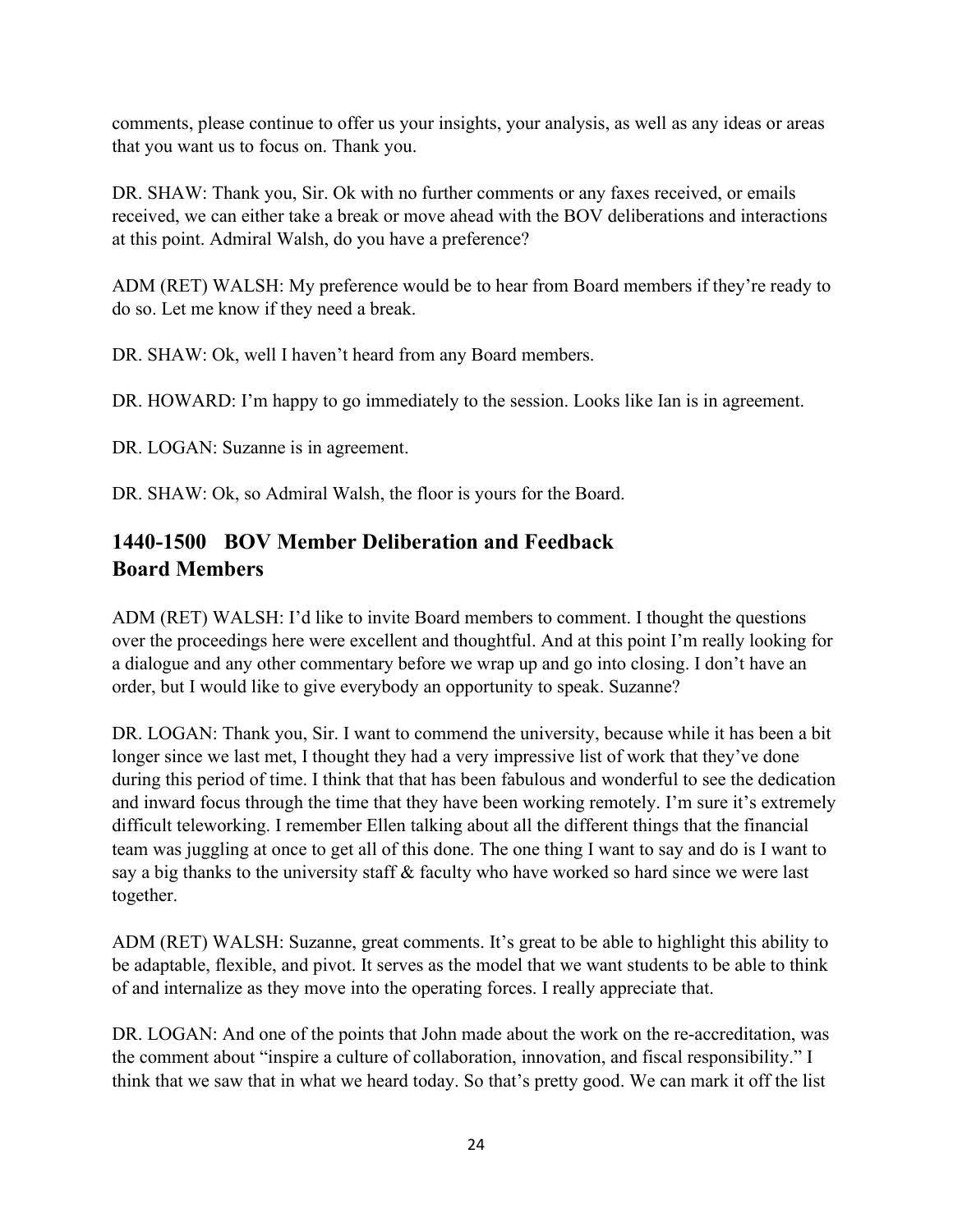comments, please continue to offer us your insights, your analysis, as well as any ideas or areas that you want us to focus on. Thank you.

DR. SHAW: Thank you, Sir. Ok with no further comments or any faxes received, or emails received, we can either take a break or move ahead with the BOV deliberations and interactions at this point. Admiral Walsh, do you have a preference?

ADM (RET) WALSH: My preference would be to hear from Board members if they're ready to do so. Let me know if they need a break.

DR. SHAW: Ok, well I haven't heard from any Board members.

DR. HOWARD: I'm happy to go immediately to the session. Looks like Ian is in agreement.

DR. LOGAN: Suzanne is in agreement.

DR. SHAW: Ok, so Admiral Walsh, the floor is yours for the Board.

## 1440-1500 BOV Member Deliberation and Feedback
## Board Members

ADM (RET) WALSH: I'd like to invite Board members to comment. I thought the questions over the proceedings here were excellent and thoughtful. And at this point I'm really looking for a dialogue and any other commentary before we wrap up and go into closing. I don't have an order, but I would like to give everybody an opportunity to speak. Suzanne?

DR. LOGAN: Thank you, Sir. I want to commend the university, because while it has been a bit longer since we last met, I thought they had a very impressive list of work that they've done during this period of time. I think that that has been fabulous and wonderful to see the dedication and inward focus through the time that they have been working remotely. I'm sure it's extremely difficult teleworking. I remember Ellen talking about all the different things that the financial team was juggling at once to get all of this done. The one thing I want to say and do is I want to say a big thanks to the university staff & faculty who have worked so hard since we were last together.

ADM (RET) WALSH: Suzanne, great comments. It's great to be able to highlight this ability to be adaptable, flexible, and pivot. It serves as the model that we want students to be able to think of and internalize as they move into the operating forces. I really appreciate that.

DR. LOGAN: And one of the points that John made about the work on the re-accreditation, was the comment about "inspire a culture of collaboration, innovation, and fiscal responsibility." I think that we saw that in what we heard today. So that's pretty good. We can mark it off the list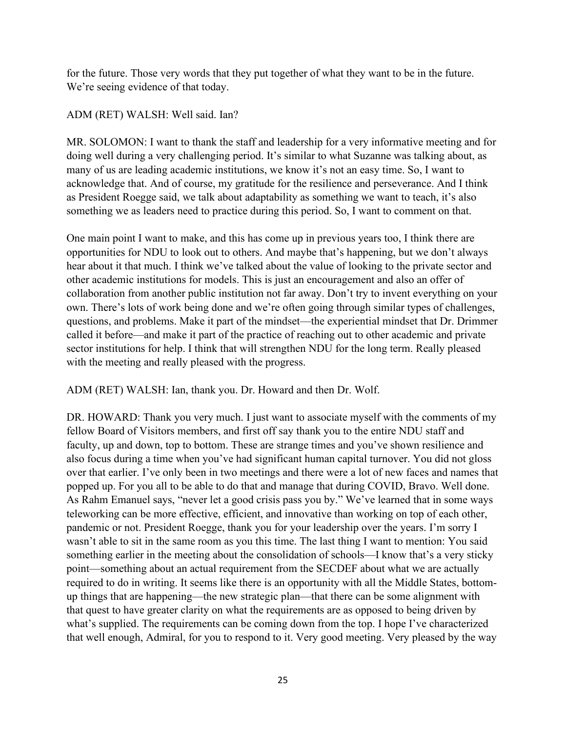for the future. Those very words that they put together of what they want to be in the future. We're seeing evidence of that today.

ADM (RET) WALSH: Well said. Ian?

MR. SOLOMON: I want to thank the staff and leadership for a very informative meeting and for doing well during a very challenging period. It's similar to what Suzanne was talking about, as many of us are leading academic institutions, we know it's not an easy time. So, I want to acknowledge that. And of course, my gratitude for the resilience and perseverance. And I think as President Roegge said, we talk about adaptability as something we want to teach, it's also something we as leaders need to practice during this period. So, I want to comment on that.

One main point I want to make, and this has come up in previous years too, I think there are opportunities for NDU to look out to others. And maybe that's happening, but we don't always hear about it that much. I think we've talked about the value of looking to the private sector and other academic institutions for models. This is just an encouragement and also an offer of collaboration from another public institution not far away. Don't try to invent everything on your own. There's lots of work being done and we're often going through similar types of challenges, questions, and problems. Make it part of the mindset—the experiential mindset that Dr. Drimmer called it before—and make it part of the practice of reaching out to other academic and private sector institutions for help. I think that will strengthen NDU for the long term. Really pleased with the meeting and really pleased with the progress.

ADM (RET) WALSH: Ian, thank you. Dr. Howard and then Dr. Wolf.

DR. HOWARD: Thank you very much. I just want to associate myself with the comments of my fellow Board of Visitors members, and first off say thank you to the entire NDU staff and faculty, up and down, top to bottom. These are strange times and you've shown resilience and also focus during a time when you've had significant human capital turnover. You did not gloss over that earlier. I've only been in two meetings and there were a lot of new faces and names that popped up. For you all to be able to do that and manage that during COVID, Bravo. Well done. As Rahm Emanuel says, "never let a good crisis pass you by." We've learned that in some ways teleworking can be more effective, efficient, and innovative than working on top of each other, pandemic or not. President Roegge, thank you for your leadership over the years. I'm sorry I wasn't able to sit in the same room as you this time. The last thing I want to mention: You said something earlier in the meeting about the consolidation of schools—I know that's a very sticky point—something about an actual requirement from the SECDEF about what we are actually required to do in writing. It seems like there is an opportunity with all the Middle States, bottom-up things that are happening—the new strategic plan—that there can be some alignment with that quest to have greater clarity on what the requirements are as opposed to being driven by what's supplied. The requirements can be coming down from the top. I hope I've characterized that well enough, Admiral, for you to respond to it. Very good meeting. Very pleased by the way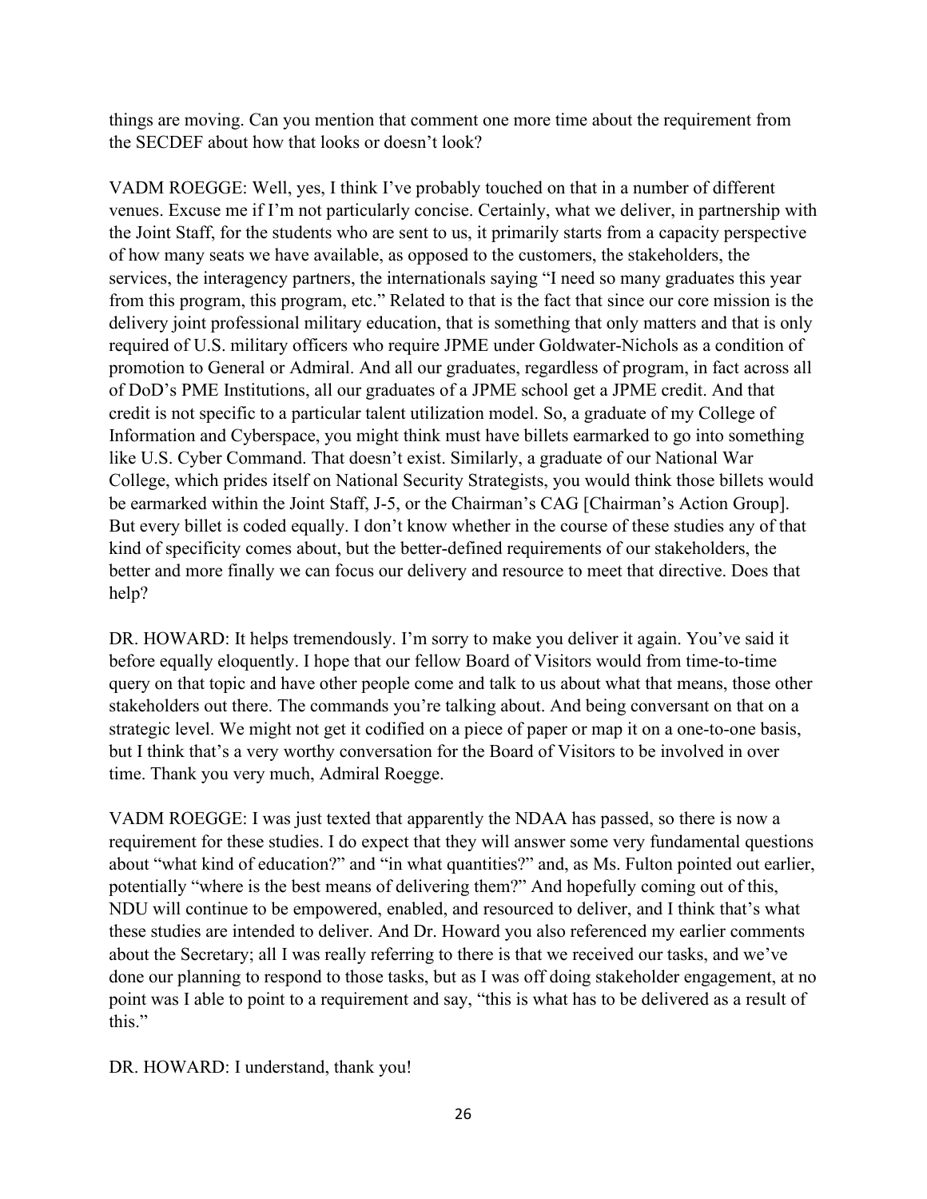things are moving. Can you mention that comment one more time about the requirement from the SECDEF about how that looks or doesn't look?

VADM ROEGGE: Well, yes, I think I've probably touched on that in a number of different venues. Excuse me if I'm not particularly concise. Certainly, what we deliver, in partnership with the Joint Staff, for the students who are sent to us, it primarily starts from a capacity perspective of how many seats we have available, as opposed to the customers, the stakeholders, the services, the interagency partners, the internationals saying "I need so many graduates this year from this program, this program, etc." Related to that is the fact that since our core mission is the delivery joint professional military education, that is something that only matters and that is only required of U.S. military officers who require JPME under Goldwater-Nichols as a condition of promotion to General or Admiral. And all our graduates, regardless of program, in fact across all of DoD's PME Institutions, all our graduates of a JPME school get a JPME credit. And that credit is not specific to a particular talent utilization model. So, a graduate of my College of Information and Cyberspace, you might think must have billets earmarked to go into something like U.S. Cyber Command. That doesn't exist. Similarly, a graduate of our National War College, which prides itself on National Security Strategists, you would think those billets would be earmarked within the Joint Staff, J-5, or the Chairman's CAG [Chairman's Action Group]. But every billet is coded equally. I don't know whether in the course of these studies any of that kind of specificity comes about, but the better-defined requirements of our stakeholders, the better and more finally we can focus our delivery and resource to meet that directive. Does that help?

DR. HOWARD: It helps tremendously. I'm sorry to make you deliver it again. You've said it before equally eloquently. I hope that our fellow Board of Visitors would from time-to-time query on that topic and have other people come and talk to us about what that means, those other stakeholders out there. The commands you're talking about. And being conversant on that on a strategic level. We might not get it codified on a piece of paper or map it on a one-to-one basis, but I think that's a very worthy conversation for the Board of Visitors to be involved in over time. Thank you very much, Admiral Roegge.

VADM ROEGGE: I was just texted that apparently the NDAA has passed, so there is now a requirement for these studies. I do expect that they will answer some very fundamental questions about "what kind of education?" and "in what quantities?" and, as Ms. Fulton pointed out earlier, potentially "where is the best means of delivering them?" And hopefully coming out of this, NDU will continue to be empowered, enabled, and resourced to deliver, and I think that's what these studies are intended to deliver. And Dr. Howard you also referenced my earlier comments about the Secretary; all I was really referring to there is that we received our tasks, and we've done our planning to respond to those tasks, but as I was off doing stakeholder engagement, at no point was I able to point to a requirement and say, "this is what has to be delivered as a result of this."

DR. HOWARD: I understand, thank you!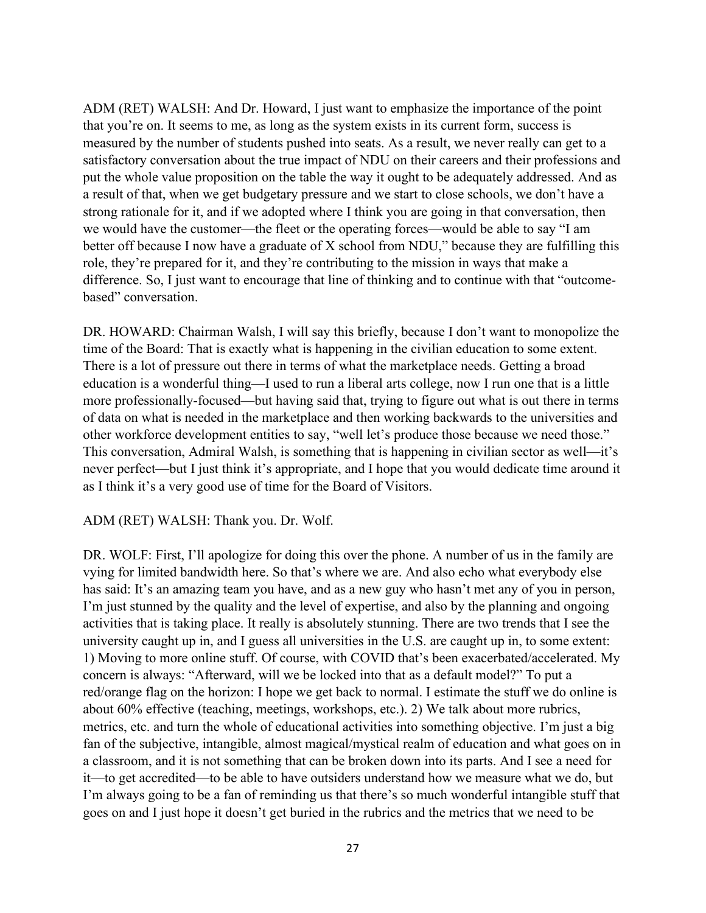ADM (RET) WALSH: And Dr. Howard, I just want to emphasize the importance of the point that you're on. It seems to me, as long as the system exists in its current form, success is measured by the number of students pushed into seats. As a result, we never really can get to a satisfactory conversation about the true impact of NDU on their careers and their professions and put the whole value proposition on the table the way it ought to be adequately addressed. And as a result of that, when we get budgetary pressure and we start to close schools, we don't have a strong rationale for it, and if we adopted where I think you are going in that conversation, then we would have the customer—the fleet or the operating forces—would be able to say "I am better off because I now have a graduate of X school from NDU," because they are fulfilling this role, they're prepared for it, and they're contributing to the mission in ways that make a difference. So, I just want to encourage that line of thinking and to continue with that "outcome-based" conversation.

DR. HOWARD: Chairman Walsh, I will say this briefly, because I don't want to monopolize the time of the Board: That is exactly what is happening in the civilian education to some extent. There is a lot of pressure out there in terms of what the marketplace needs. Getting a broad education is a wonderful thing—I used to run a liberal arts college, now I run one that is a little more professionally-focused—but having said that, trying to figure out what is out there in terms of data on what is needed in the marketplace and then working backwards to the universities and other workforce development entities to say, "well let's produce those because we need those." This conversation, Admiral Walsh, is something that is happening in civilian sector as well—it's never perfect—but I just think it's appropriate, and I hope that you would dedicate time around it as I think it's a very good use of time for the Board of Visitors.

ADM (RET) WALSH: Thank you. Dr. Wolf.

DR. WOLF: First, I'll apologize for doing this over the phone. A number of us in the family are vying for limited bandwidth here. So that's where we are. And also echo what everybody else has said: It's an amazing team you have, and as a new guy who hasn't met any of you in person, I'm just stunned by the quality and the level of expertise, and also by the planning and ongoing activities that is taking place. It really is absolutely stunning. There are two trends that I see the university caught up in, and I guess all universities in the U.S. are caught up in, to some extent: 1) Moving to more online stuff. Of course, with COVID that's been exacerbated/accelerated. My concern is always: "Afterward, will we be locked into that as a default model?" To put a red/orange flag on the horizon: I hope we get back to normal. I estimate the stuff we do online is about 60% effective (teaching, meetings, workshops, etc.). 2) We talk about more rubrics, metrics, etc. and turn the whole of educational activities into something objective. I'm just a big fan of the subjective, intangible, almost magical/mystical realm of education and what goes on in a classroom, and it is not something that can be broken down into its parts. And I see a need for it—to get accredited—to be able to have outsiders understand how we measure what we do, but I'm always going to be a fan of reminding us that there's so much wonderful intangible stuff that goes on and I just hope it doesn't get buried in the rubrics and the metrics that we need to be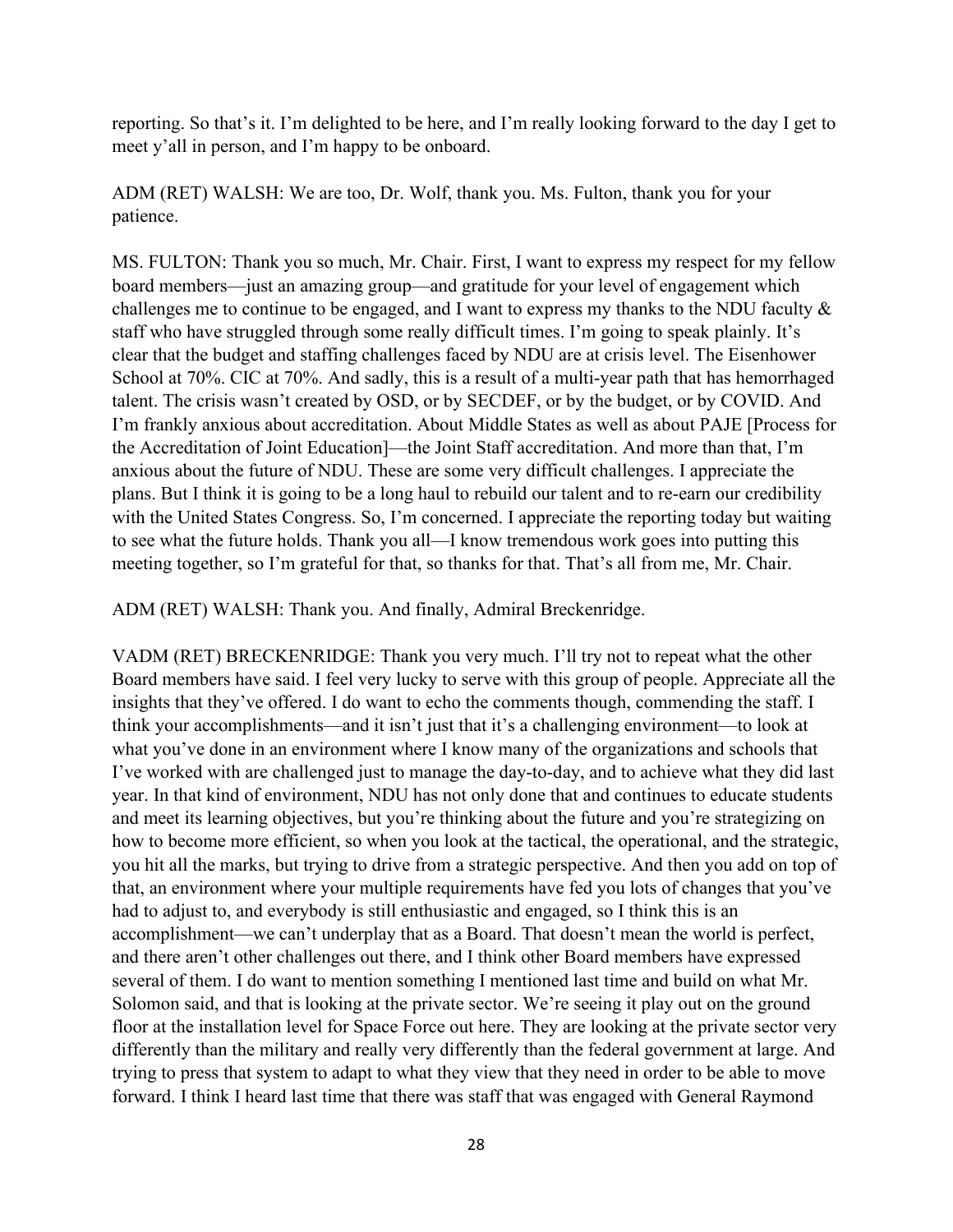reporting. So that's it. I'm delighted to be here, and I'm really looking forward to the day I get to meet y'all in person, and I'm happy to be onboard.

ADM (RET) WALSH: We are too, Dr. Wolf, thank you. Ms. Fulton, thank you for your patience.

MS. FULTON: Thank you so much, Mr. Chair. First, I want to express my respect for my fellow board members—just an amazing group—and gratitude for your level of engagement which challenges me to continue to be engaged, and I want to express my thanks to the NDU faculty & staff who have struggled through some really difficult times. I'm going to speak plainly. It's clear that the budget and staffing challenges faced by NDU are at crisis level. The Eisenhower School at 70%. CIC at 70%. And sadly, this is a result of a multi-year path that has hemorrhaged talent. The crisis wasn't created by OSD, or by SECDEF, or by the budget, or by COVID. And I'm frankly anxious about accreditation. About Middle States as well as about PAJE [Process for the Accreditation of Joint Education]—the Joint Staff accreditation. And more than that, I'm anxious about the future of NDU. These are some very difficult challenges. I appreciate the plans. But I think it is going to be a long haul to rebuild our talent and to re-earn our credibility with the United States Congress. So, I'm concerned. I appreciate the reporting today but waiting to see what the future holds. Thank you all—I know tremendous work goes into putting this meeting together, so I'm grateful for that, so thanks for that. That's all from me, Mr. Chair.

ADM (RET) WALSH: Thank you. And finally, Admiral Breckenridge.

VADM (RET) BRECKENRIDGE: Thank you very much. I'll try not to repeat what the other Board members have said. I feel very lucky to serve with this group of people. Appreciate all the insights that they've offered. I do want to echo the comments though, commending the staff. I think your accomplishments—and it isn't just that it's a challenging environment—to look at what you've done in an environment where I know many of the organizations and schools that I've worked with are challenged just to manage the day-to-day, and to achieve what they did last year. In that kind of environment, NDU has not only done that and continues to educate students and meet its learning objectives, but you're thinking about the future and you're strategizing on how to become more efficient, so when you look at the tactical, the operational, and the strategic, you hit all the marks, but trying to drive from a strategic perspective. And then you add on top of that, an environment where your multiple requirements have fed you lots of changes that you've had to adjust to, and everybody is still enthusiastic and engaged, so I think this is an accomplishment—we can't underplay that as a Board. That doesn't mean the world is perfect, and there aren't other challenges out there, and I think other Board members have expressed several of them. I do want to mention something I mentioned last time and build on what Mr. Solomon said, and that is looking at the private sector. We're seeing it play out on the ground floor at the installation level for Space Force out here. They are looking at the private sector very differently than the military and really very differently than the federal government at large. And trying to press that system to adapt to what they view that they need in order to be able to move forward. I think I heard last time that there was staff that was engaged with General Raymond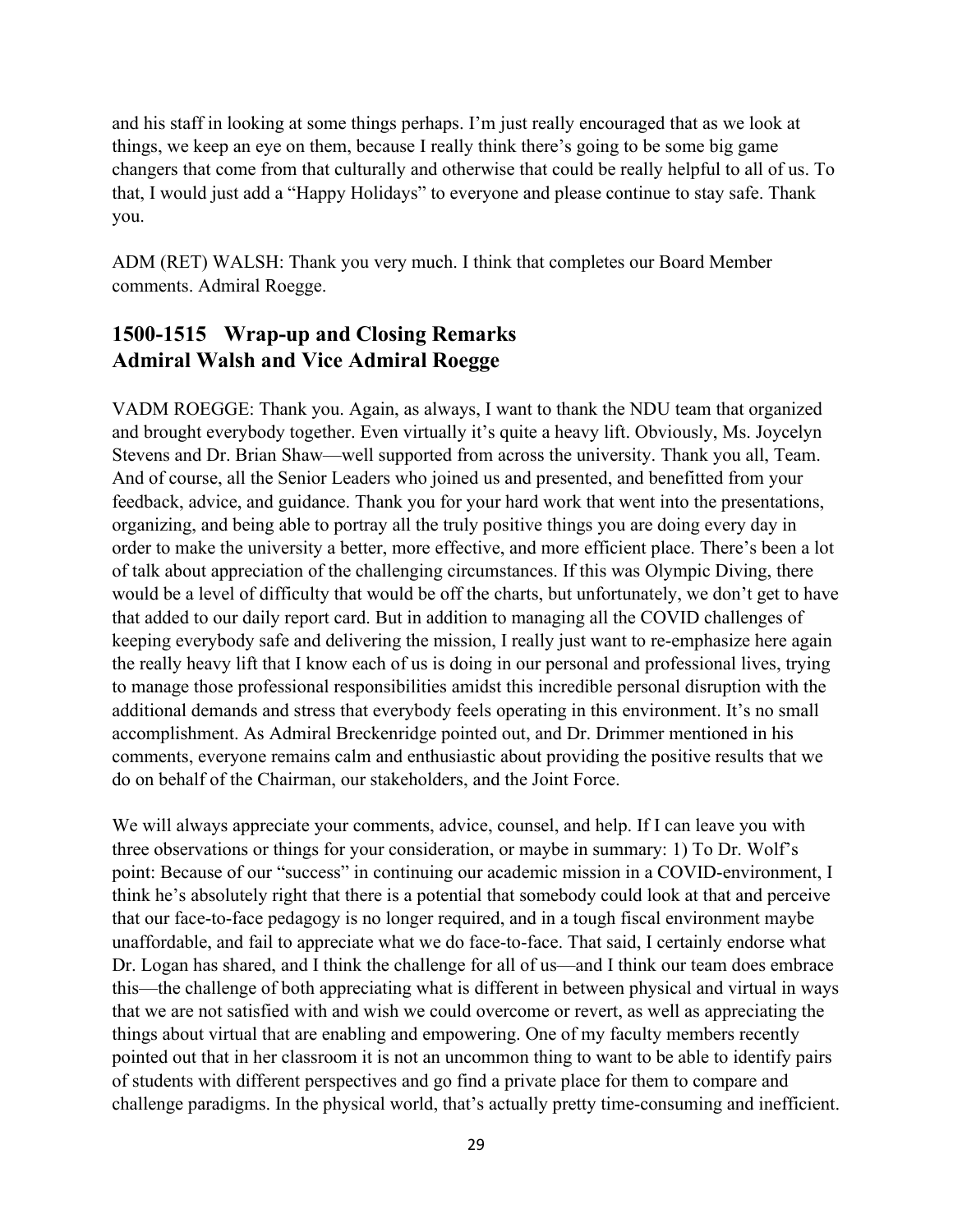and his staff in looking at some things perhaps. I'm just really encouraged that as we look at things, we keep an eye on them, because I really think there's going to be some big game changers that come from that culturally and otherwise that could be really helpful to all of us. To that, I would just add a "Happy Holidays" to everyone and please continue to stay safe. Thank you.

ADM (RET) WALSH: Thank you very much. I think that completes our Board Member comments. Admiral Roegge.

## 1500-1515 Wrap-up and Closing Remarks
## Admiral Walsh and Vice Admiral Roegge

VADM ROEGGE: Thank you. Again, as always, I want to thank the NDU team that organized and brought everybody together. Even virtually it's quite a heavy lift. Obviously, Ms. Joycelyn Stevens and Dr. Brian Shaw—well supported from across the university. Thank you all, Team. And of course, all the Senior Leaders who joined us and presented, and benefitted from your feedback, advice, and guidance. Thank you for your hard work that went into the presentations, organizing, and being able to portray all the truly positive things you are doing every day in order to make the university a better, more effective, and more efficient place. There's been a lot of talk about appreciation of the challenging circumstances. If this was Olympic Diving, there would be a level of difficulty that would be off the charts, but unfortunately, we don't get to have that added to our daily report card. But in addition to managing all the COVID challenges of keeping everybody safe and delivering the mission, I really just want to re-emphasize here again the really heavy lift that I know each of us is doing in our personal and professional lives, trying to manage those professional responsibilities amidst this incredible personal disruption with the additional demands and stress that everybody feels operating in this environment. It's no small accomplishment. As Admiral Breckenridge pointed out, and Dr. Drimmer mentioned in his comments, everyone remains calm and enthusiastic about providing the positive results that we do on behalf of the Chairman, our stakeholders, and the Joint Force.

We will always appreciate your comments, advice, counsel, and help. If I can leave you with three observations or things for your consideration, or maybe in summary: 1) To Dr. Wolf's point: Because of our "success" in continuing our academic mission in a COVID-environment, I think he's absolutely right that there is a potential that somebody could look at that and perceive that our face-to-face pedagogy is no longer required, and in a tough fiscal environment maybe unaffordable, and fail to appreciate what we do face-to-face. That said, I certainly endorse what Dr. Logan has shared, and I think the challenge for all of us—and I think our team does embrace this—the challenge of both appreciating what is different in between physical and virtual in ways that we are not satisfied with and wish we could overcome or revert, as well as appreciating the things about virtual that are enabling and empowering. One of my faculty members recently pointed out that in her classroom it is not an uncommon thing to want to be able to identify pairs of students with different perspectives and go find a private place for them to compare and challenge paradigms. In the physical world, that's actually pretty time-consuming and inefficient.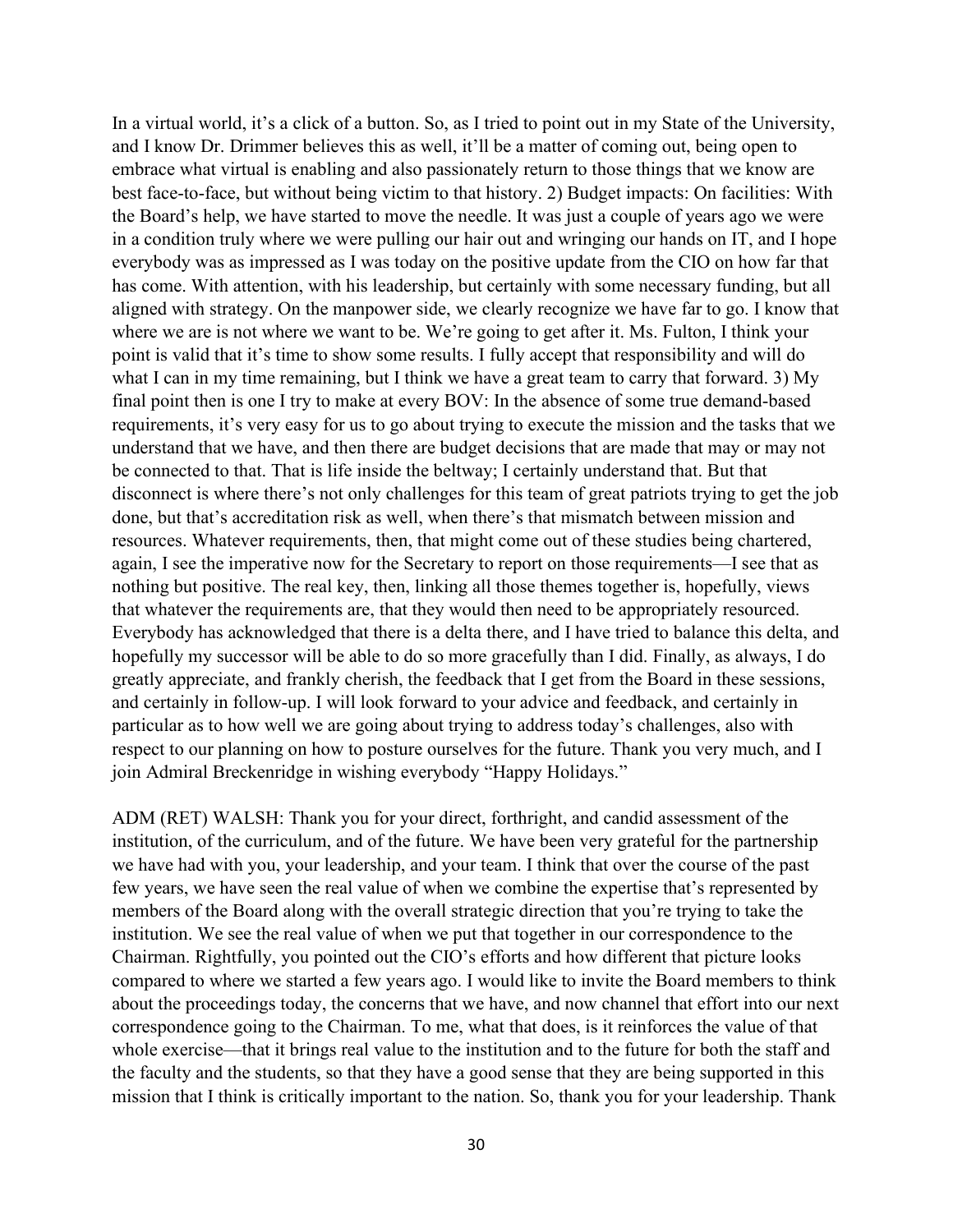In a virtual world, it's a click of a button. So, as I tried to point out in my State of the University, and I know Dr. Drimmer believes this as well, it'll be a matter of coming out, being open to embrace what virtual is enabling and also passionately return to those things that we know are best face-to-face, but without being victim to that history. 2) Budget impacts: On facilities: With the Board's help, we have started to move the needle. It was just a couple of years ago we were in a condition truly where we were pulling our hair out and wringing our hands on IT, and I hope everybody was as impressed as I was today on the positive update from the CIO on how far that has come. With attention, with his leadership, but certainly with some necessary funding, but all aligned with strategy. On the manpower side, we clearly recognize we have far to go. I know that where we are is not where we want to be. We're going to get after it. Ms. Fulton, I think your point is valid that it's time to show some results. I fully accept that responsibility and will do what I can in my time remaining, but I think we have a great team to carry that forward. 3) My final point then is one I try to make at every BOV: In the absence of some true demand-based requirements, it's very easy for us to go about trying to execute the mission and the tasks that we understand that we have, and then there are budget decisions that are made that may or may not be connected to that. That is life inside the beltway; I certainly understand that. But that disconnect is where there's not only challenges for this team of great patriots trying to get the job done, but that's accreditation risk as well, when there's that mismatch between mission and resources. Whatever requirements, then, that might come out of these studies being chartered, again, I see the imperative now for the Secretary to report on those requirements—I see that as nothing but positive. The real key, then, linking all those themes together is, hopefully, views that whatever the requirements are, that they would then need to be appropriately resourced. Everybody has acknowledged that there is a delta there, and I have tried to balance this delta, and hopefully my successor will be able to do so more gracefully than I did. Finally, as always, I do greatly appreciate, and frankly cherish, the feedback that I get from the Board in these sessions, and certainly in follow-up. I will look forward to your advice and feedback, and certainly in particular as to how well we are going about trying to address today's challenges, also with respect to our planning on how to posture ourselves for the future. Thank you very much, and I join Admiral Breckenridge in wishing everybody "Happy Holidays."

ADM (RET) WALSH: Thank you for your direct, forthright, and candid assessment of the institution, of the curriculum, and of the future. We have been very grateful for the partnership we have had with you, your leadership, and your team. I think that over the course of the past few years, we have seen the real value of when we combine the expertise that's represented by members of the Board along with the overall strategic direction that you're trying to take the institution. We see the real value of when we put that together in our correspondence to the Chairman. Rightfully, you pointed out the CIO's efforts and how different that picture looks compared to where we started a few years ago. I would like to invite the Board members to think about the proceedings today, the concerns that we have, and now channel that effort into our next correspondence going to the Chairman. To me, what that does, is it reinforces the value of that whole exercise—that it brings real value to the institution and to the future for both the staff and the faculty and the students, so that they have a good sense that they are being supported in this mission that I think is critically important to the nation. So, thank you for your leadership. Thank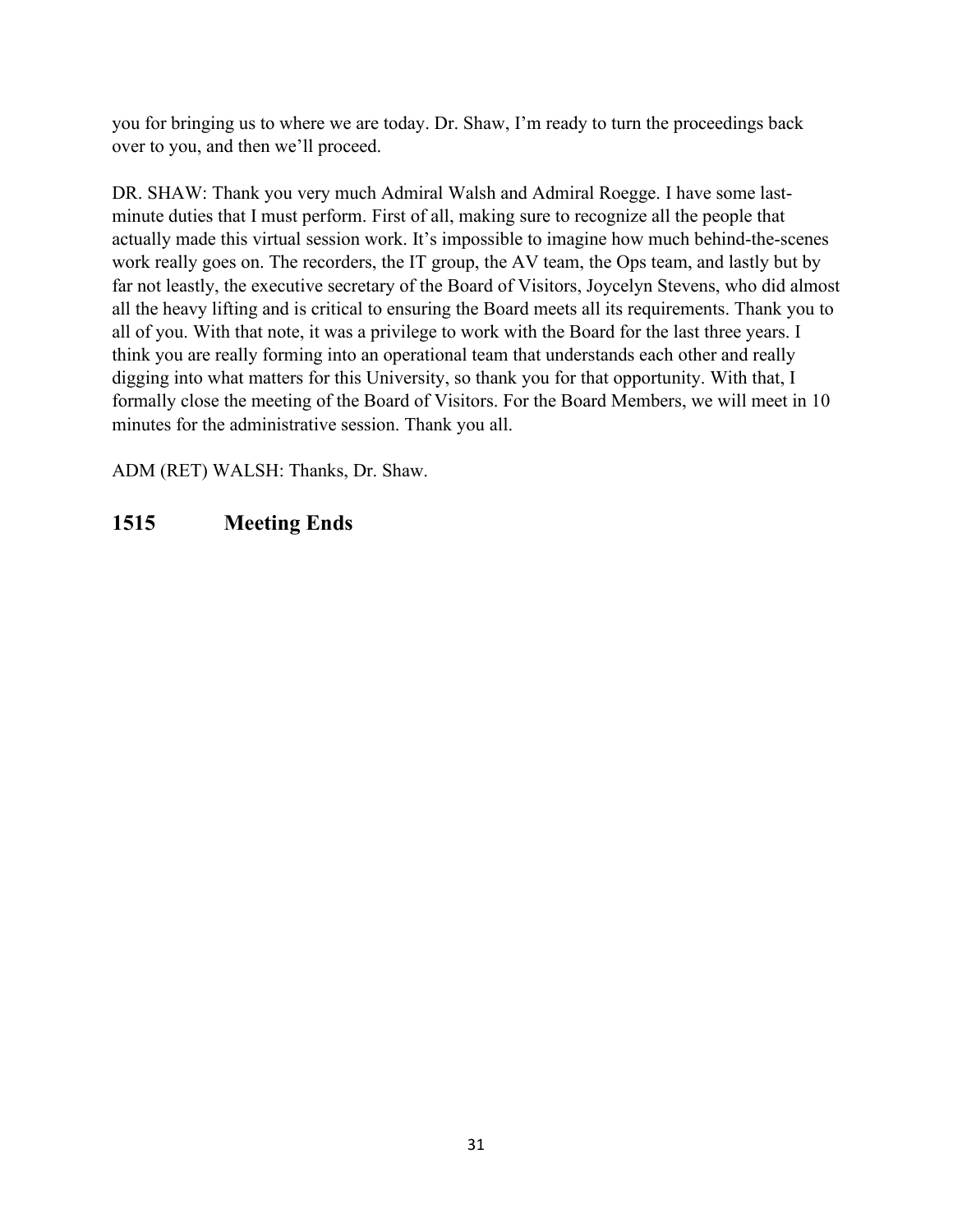you for bringing us to where we are today. Dr. Shaw, I'm ready to turn the proceedings back over to you, and then we'll proceed.

DR. SHAW: Thank you very much Admiral Walsh and Admiral Roegge. I have some last-minute duties that I must perform. First of all, making sure to recognize all the people that actually made this virtual session work. It's impossible to imagine how much behind-the-scenes work really goes on. The recorders, the IT group, the AV team, the Ops team, and lastly but by far not leastly, the executive secretary of the Board of Visitors, Joycelyn Stevens, who did almost all the heavy lifting and is critical to ensuring the Board meets all its requirements. Thank you to all of you. With that note, it was a privilege to work with the Board for the last three years. I think you are really forming into an operational team that understands each other and really digging into what matters for this University, so thank you for that opportunity. With that, I formally close the meeting of the Board of Visitors. For the Board Members, we will meet in 10 minutes for the administrative session. Thank you all.

ADM (RET) WALSH: Thanks, Dr. Shaw.

## 1515 Meeting Ends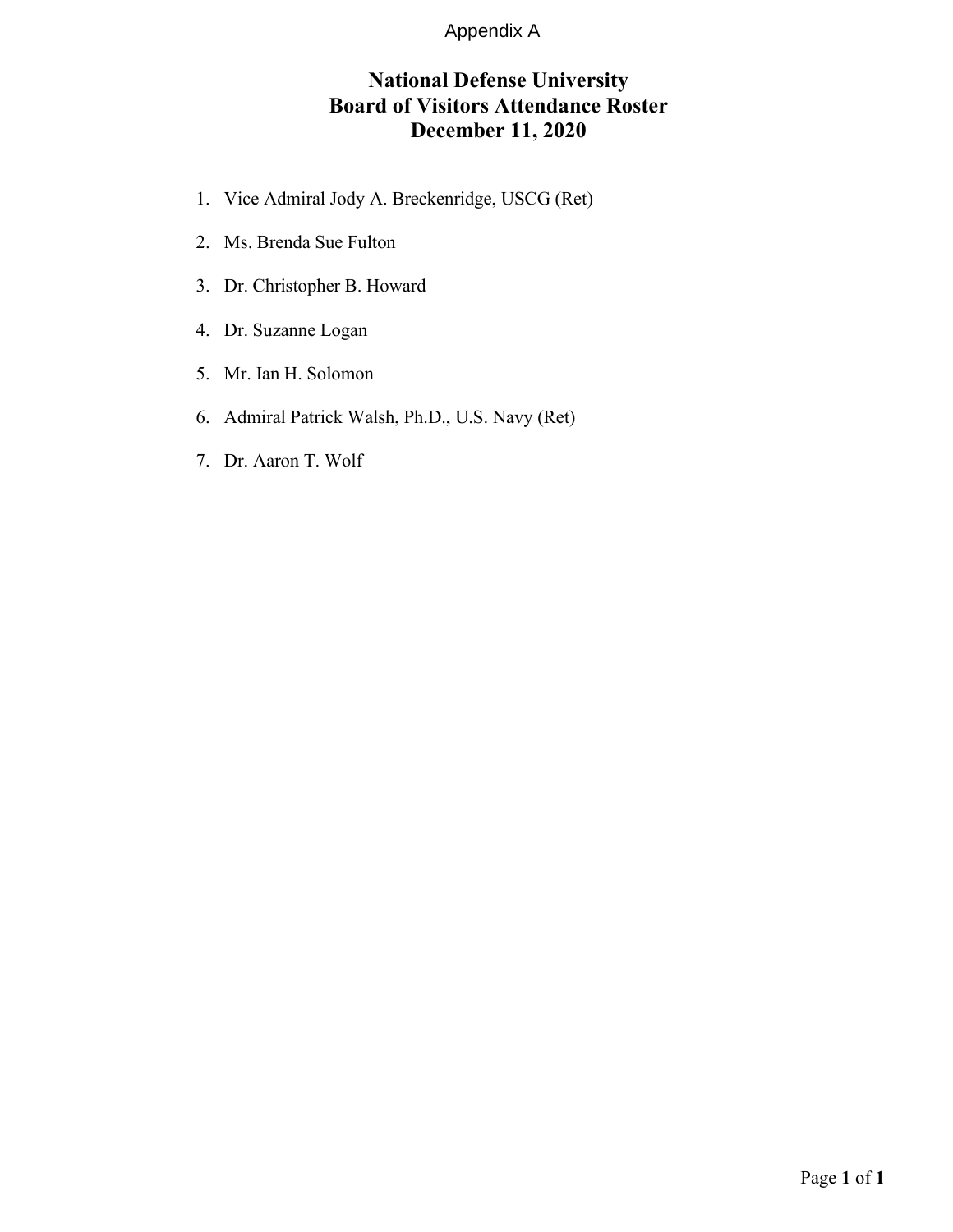Appendix A

# National Defense University
# Board of Visitors Attendance Roster
# December 11, 2020

1. Vice Admiral Jody A. Breckenridge, USCG (Ret)
2. Ms. Brenda Sue Fulton
3. Dr. Christopher B. Howard
4. Dr. Suzanne Logan
5. Mr. Ian H. Solomon
6. Admiral Patrick Walsh, Ph.D., U.S. Navy (Ret)
7. Dr. Aaron T. Wolf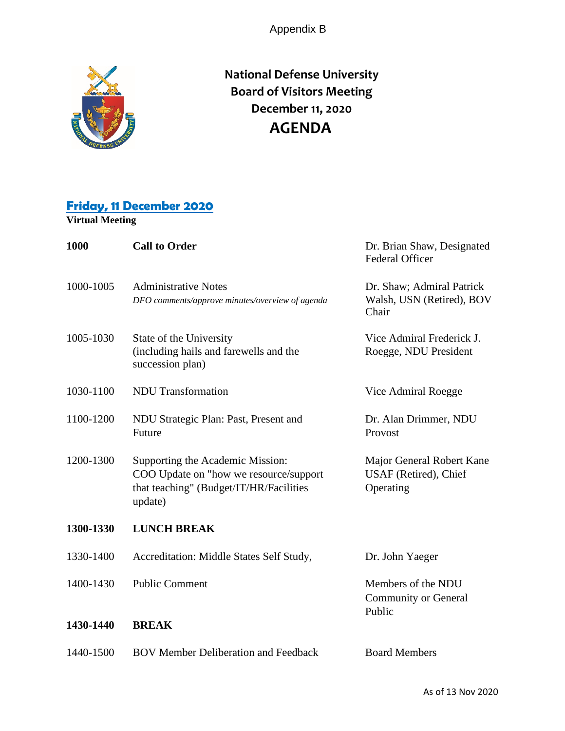Appendix B

# National Defense University Board of Visitors Meeting December 11, 2020 AGENDA

## Friday, 11 December 2020

**Virtual Meeting**

| | | |
|---|---|---|
| **1000** | **Call to Order** | Dr. Brian Shaw, Designated Federal Officer |
| 1000-1005 | Administrative Notes *DFO comments/approve minutes/overview of agenda* | Dr. Shaw; Admiral Patrick Walsh, USN (Retired), BOV Chair |
| 1005-1030 | State of the University (including hails and farewells and the succession plan) | Vice Admiral Frederick J. Roegge, NDU President |
| 1030-1100 | NDU Transformation | Vice Admiral Roegge |
| 1100-1200 | NDU Strategic Plan: Past, Present and Future | Dr. Alan Drimmer, NDU Provost |
| 1200-1300 | Supporting the Academic Mission: COO Update on "how we resource/support that teaching" (Budget/IT/HR/Facilities update) | Major General Robert Kane USAF (Retired), Chief Operating |
| **1300-1330** | **LUNCH BREAK** | |
| 1330-1400 | Accreditation: Middle States Self Study, | Dr. John Yaeger |
| 1400-1430 | Public Comment | Members of the NDU Community or General Public |
| **1430-1440** | **BREAK** | |
| 1440-1500 | BOV Member Deliberation and Feedback | Board Members |

As of 13 Nov 2020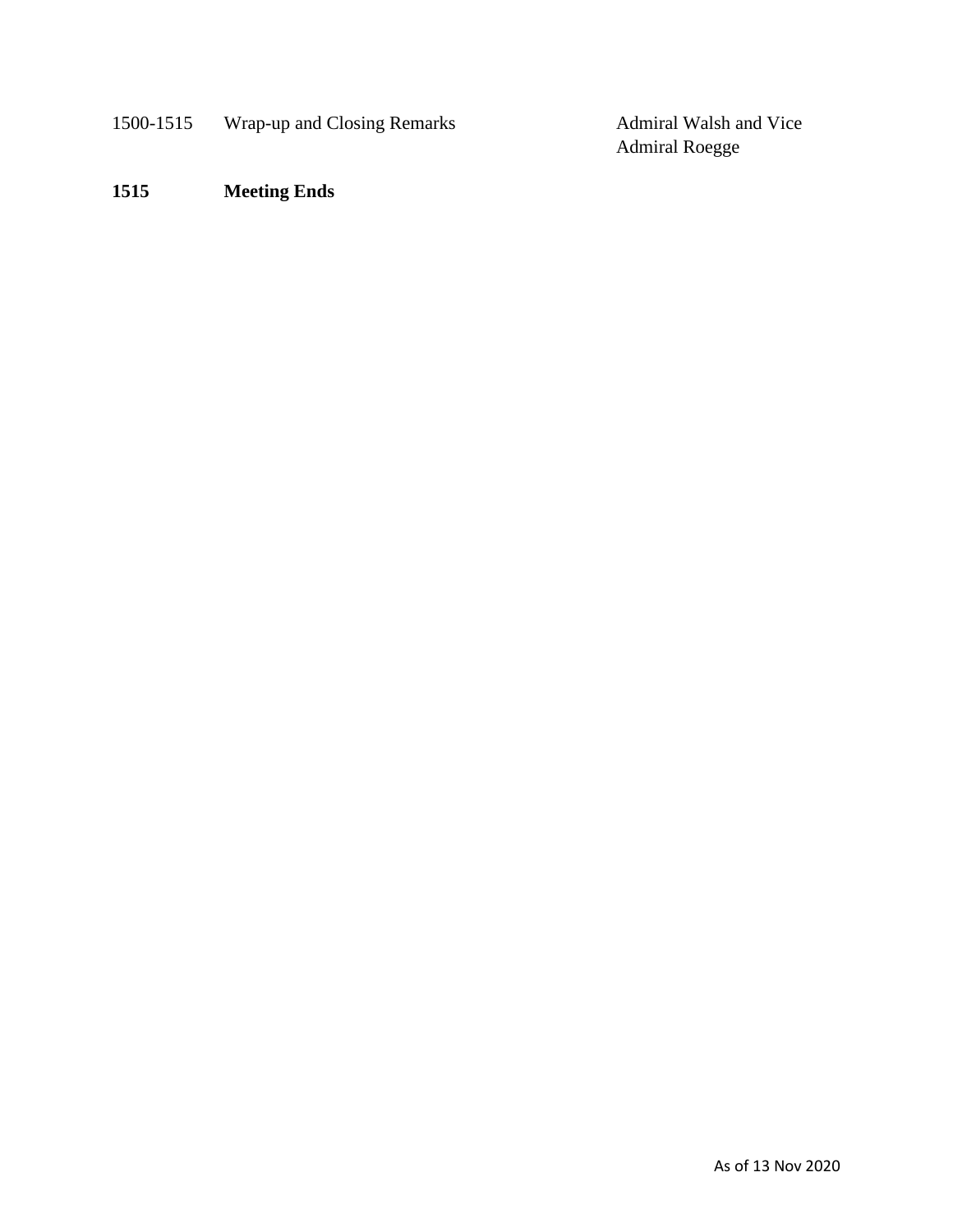| | | |
|---|---|---|
| 1500-1515 | Wrap-up and Closing Remarks | Admiral Walsh and Vice Admiral Roegge |
| **1515** | **Meeting Ends** | |

As of 13 Nov 2020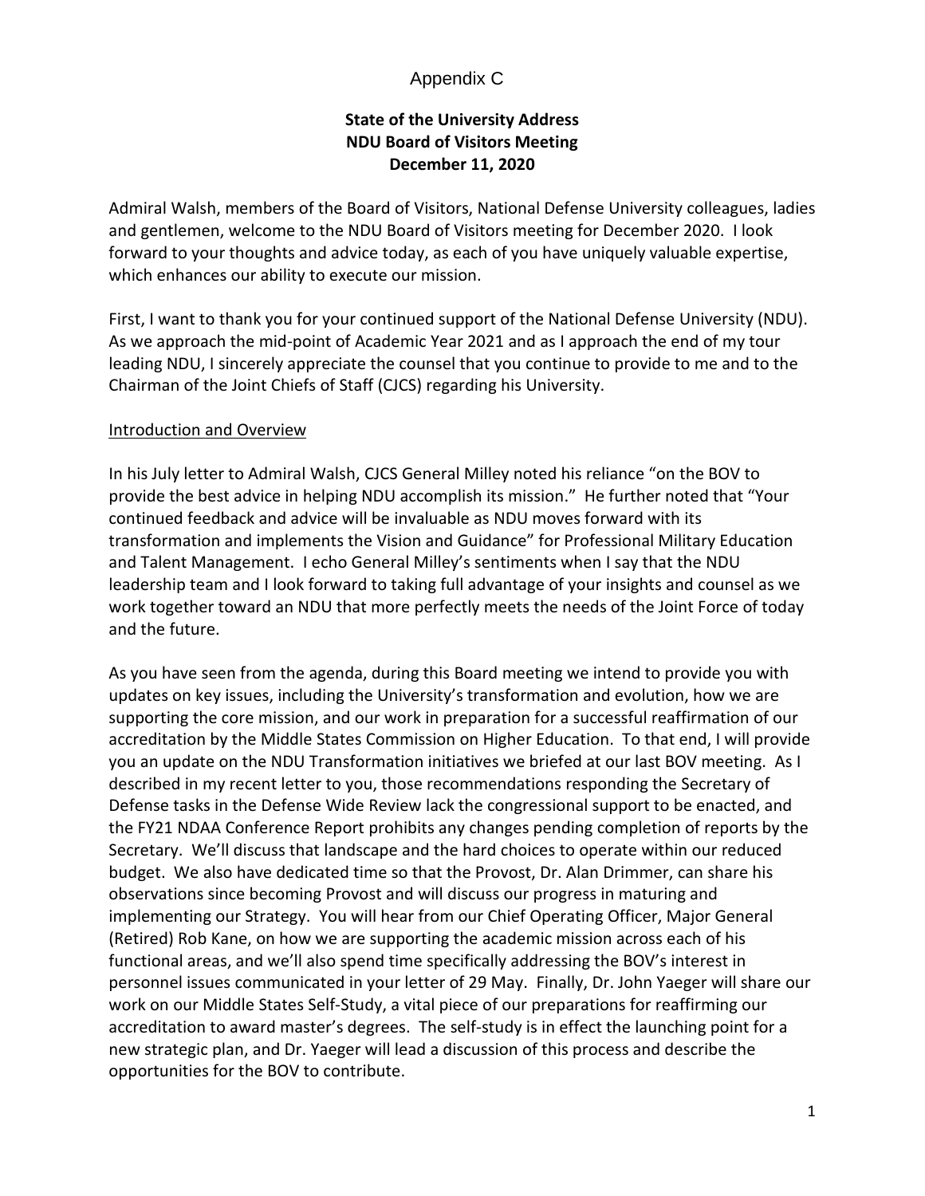Appendix C

**State of the University Address**
**NDU Board of Visitors Meeting**
**December 11, 2020**

Admiral Walsh, members of the Board of Visitors, National Defense University colleagues, ladies and gentlemen, welcome to the NDU Board of Visitors meeting for December 2020. I look forward to your thoughts and advice today, as each of you have uniquely valuable expertise, which enhances our ability to execute our mission.

First, I want to thank you for your continued support of the National Defense University (NDU). As we approach the mid-point of Academic Year 2021 and as I approach the end of my tour leading NDU, I sincerely appreciate the counsel that you continue to provide to me and to the Chairman of the Joint Chiefs of Staff (CJCS) regarding his University.

## Introduction and Overview

In his July letter to Admiral Walsh, CJCS General Milley noted his reliance "on the BOV to provide the best advice in helping NDU accomplish its mission." He further noted that "Your continued feedback and advice will be invaluable as NDU moves forward with its transformation and implements the Vision and Guidance" for Professional Military Education and Talent Management. I echo General Milley's sentiments when I say that the NDU leadership team and I look forward to taking full advantage of your insights and counsel as we work together toward an NDU that more perfectly meets the needs of the Joint Force of today and the future.

As you have seen from the agenda, during this Board meeting we intend to provide you with updates on key issues, including the University's transformation and evolution, how we are supporting the core mission, and our work in preparation for a successful reaffirmation of our accreditation by the Middle States Commission on Higher Education. To that end, I will provide you an update on the NDU Transformation initiatives we briefed at our last BOV meeting. As I described in my recent letter to you, those recommendations responding the Secretary of Defense tasks in the Defense Wide Review lack the congressional support to be enacted, and the FY21 NDAA Conference Report prohibits any changes pending completion of reports by the Secretary. We'll discuss that landscape and the hard choices to operate within our reduced budget. We also have dedicated time so that the Provost, Dr. Alan Drimmer, can share his observations since becoming Provost and will discuss our progress in maturing and implementing our Strategy. You will hear from our Chief Operating Officer, Major General (Retired) Rob Kane, on how we are supporting the academic mission across each of his functional areas, and we'll also spend time specifically addressing the BOV's interest in personnel issues communicated in your letter of 29 May. Finally, Dr. John Yaeger will share our work on our Middle States Self-Study, a vital piece of our preparations for reaffirming our accreditation to award master's degrees. The self-study is in effect the launching point for a new strategic plan, and Dr. Yaeger will lead a discussion of this process and describe the opportunities for the BOV to contribute.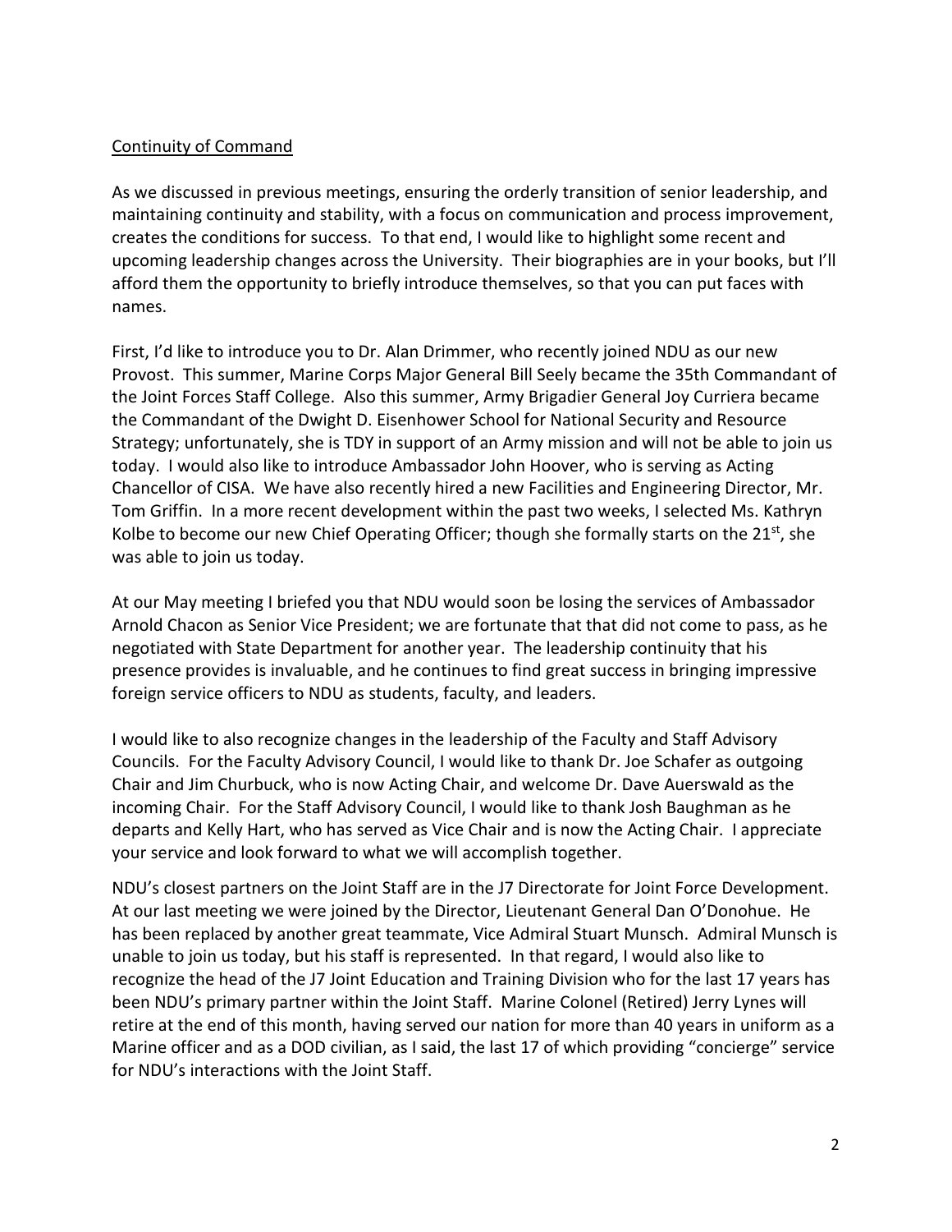Continuity of Command

As we discussed in previous meetings, ensuring the orderly transition of senior leadership, and maintaining continuity and stability, with a focus on communication and process improvement, creates the conditions for success. To that end, I would like to highlight some recent and upcoming leadership changes across the University. Their biographies are in your books, but I'll afford them the opportunity to briefly introduce themselves, so that you can put faces with names.

First, I'd like to introduce you to Dr. Alan Drimmer, who recently joined NDU as our new Provost. This summer, Marine Corps Major General Bill Seely became the 35th Commandant of the Joint Forces Staff College. Also this summer, Army Brigadier General Joy Curriera became the Commandant of the Dwight D. Eisenhower School for National Security and Resource Strategy; unfortunately, she is TDY in support of an Army mission and will not be able to join us today. I would also like to introduce Ambassador John Hoover, who is serving as Acting Chancellor of CISA. We have also recently hired a new Facilities and Engineering Director, Mr. Tom Griffin. In a more recent development within the past two weeks, I selected Ms. Kathryn Kolbe to become our new Chief Operating Officer; though she formally starts on the 21st, she was able to join us today.

At our May meeting I briefed you that NDU would soon be losing the services of Ambassador Arnold Chacon as Senior Vice President; we are fortunate that that did not come to pass, as he negotiated with State Department for another year. The leadership continuity that his presence provides is invaluable, and he continues to find great success in bringing impressive foreign service officers to NDU as students, faculty, and leaders.

I would like to also recognize changes in the leadership of the Faculty and Staff Advisory Councils. For the Faculty Advisory Council, I would like to thank Dr. Joe Schafer as outgoing Chair and Jim Churbuck, who is now Acting Chair, and welcome Dr. Dave Auerswald as the incoming Chair. For the Staff Advisory Council, I would like to thank Josh Baughman as he departs and Kelly Hart, who has served as Vice Chair and is now the Acting Chair. I appreciate your service and look forward to what we will accomplish together.

NDU's closest partners on the Joint Staff are in the J7 Directorate for Joint Force Development. At our last meeting we were joined by the Director, Lieutenant General Dan O'Donohue. He has been replaced by another great teammate, Vice Admiral Stuart Munsch. Admiral Munsch is unable to join us today, but his staff is represented. In that regard, I would also like to recognize the head of the J7 Joint Education and Training Division who for the last 17 years has been NDU's primary partner within the Joint Staff. Marine Colonel (Retired) Jerry Lynes will retire at the end of this month, having served our nation for more than 40 years in uniform as a Marine officer and as a DOD civilian, as I said, the last 17 of which providing "concierge" service for NDU's interactions with the Joint Staff.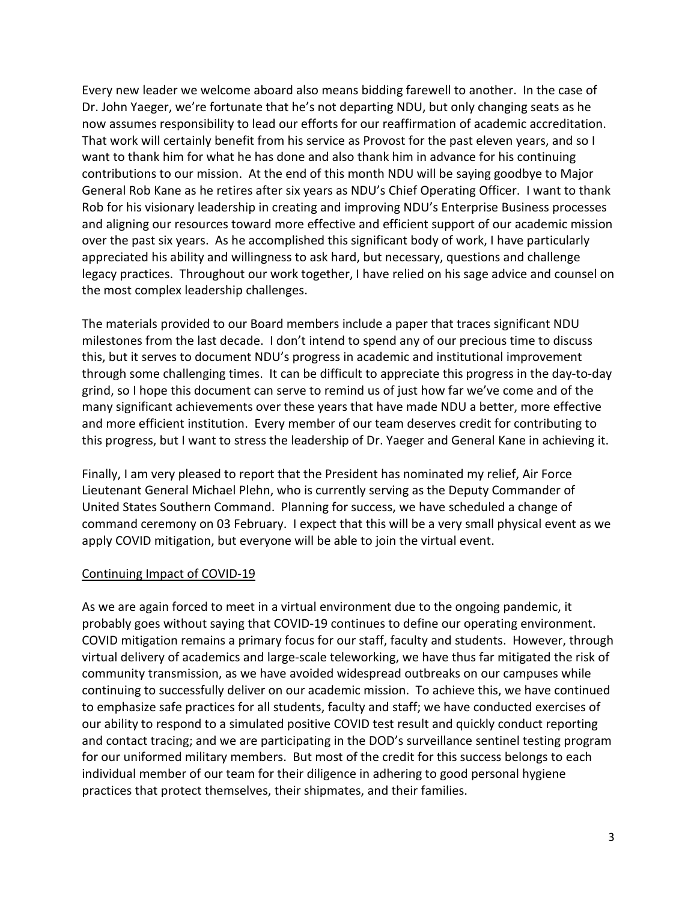Every new leader we welcome aboard also means bidding farewell to another. In the case of Dr. John Yaeger, we're fortunate that he's not departing NDU, but only changing seats as he now assumes responsibility to lead our efforts for our reaffirmation of academic accreditation. That work will certainly benefit from his service as Provost for the past eleven years, and so I want to thank him for what he has done and also thank him in advance for his continuing contributions to our mission. At the end of this month NDU will be saying goodbye to Major General Rob Kane as he retires after six years as NDU's Chief Operating Officer. I want to thank Rob for his visionary leadership in creating and improving NDU's Enterprise Business processes and aligning our resources toward more effective and efficient support of our academic mission over the past six years. As he accomplished this significant body of work, I have particularly appreciated his ability and willingness to ask hard, but necessary, questions and challenge legacy practices. Throughout our work together, I have relied on his sage advice and counsel on the most complex leadership challenges.

The materials provided to our Board members include a paper that traces significant NDU milestones from the last decade. I don't intend to spend any of our precious time to discuss this, but it serves to document NDU's progress in academic and institutional improvement through some challenging times. It can be difficult to appreciate this progress in the day-to-day grind, so I hope this document can serve to remind us of just how far we've come and of the many significant achievements over these years that have made NDU a better, more effective and more efficient institution. Every member of our team deserves credit for contributing to this progress, but I want to stress the leadership of Dr. Yaeger and General Kane in achieving it.

Finally, I am very pleased to report that the President has nominated my relief, Air Force Lieutenant General Michael Plehn, who is currently serving as the Deputy Commander of United States Southern Command. Planning for success, we have scheduled a change of command ceremony on 03 February. I expect that this will be a very small physical event as we apply COVID mitigation, but everyone will be able to join the virtual event.

## Continuing Impact of COVID-19

As we are again forced to meet in a virtual environment due to the ongoing pandemic, it probably goes without saying that COVID-19 continues to define our operating environment. COVID mitigation remains a primary focus for our staff, faculty and students. However, through virtual delivery of academics and large-scale teleworking, we have thus far mitigated the risk of community transmission, as we have avoided widespread outbreaks on our campuses while continuing to successfully deliver on our academic mission. To achieve this, we have continued to emphasize safe practices for all students, faculty and staff; we have conducted exercises of our ability to respond to a simulated positive COVID test result and quickly conduct reporting and contact tracing; and we are participating in the DOD's surveillance sentinel testing program for our uniformed military members. But most of the credit for this success belongs to each individual member of our team for their diligence in adhering to good personal hygiene practices that protect themselves, their shipmates, and their families.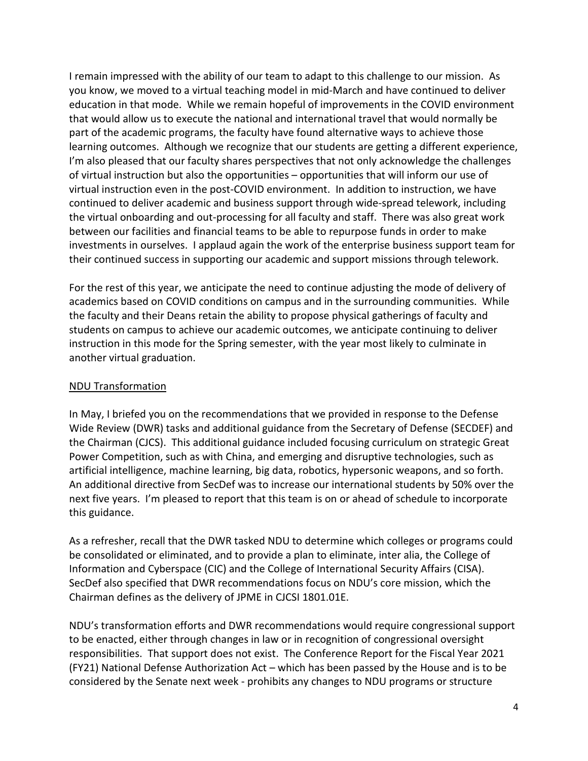I remain impressed with the ability of our team to adapt to this challenge to our mission. As you know, we moved to a virtual teaching model in mid-March and have continued to deliver education in that mode. While we remain hopeful of improvements in the COVID environment that would allow us to execute the national and international travel that would normally be part of the academic programs, the faculty have found alternative ways to achieve those learning outcomes. Although we recognize that our students are getting a different experience, I'm also pleased that our faculty shares perspectives that not only acknowledge the challenges of virtual instruction but also the opportunities – opportunities that will inform our use of virtual instruction even in the post-COVID environment. In addition to instruction, we have continued to deliver academic and business support through wide-spread telework, including the virtual onboarding and out-processing for all faculty and staff. There was also great work between our facilities and financial teams to be able to repurpose funds in order to make investments in ourselves. I applaud again the work of the enterprise business support team for their continued success in supporting our academic and support missions through telework.

For the rest of this year, we anticipate the need to continue adjusting the mode of delivery of academics based on COVID conditions on campus and in the surrounding communities. While the faculty and their Deans retain the ability to propose physical gatherings of faculty and students on campus to achieve our academic outcomes, we anticipate continuing to deliver instruction in this mode for the Spring semester, with the year most likely to culminate in another virtual graduation.

<u>NDU Transformation</u>

In May, I briefed you on the recommendations that we provided in response to the Defense Wide Review (DWR) tasks and additional guidance from the Secretary of Defense (SECDEF) and the Chairman (CJCS). This additional guidance included focusing curriculum on strategic Great Power Competition, such as with China, and emerging and disruptive technologies, such as artificial intelligence, machine learning, big data, robotics, hypersonic weapons, and so forth. An additional directive from SecDef was to increase our international students by 50% over the next five years. I'm pleased to report that this team is on or ahead of schedule to incorporate this guidance.

As a refresher, recall that the DWR tasked NDU to determine which colleges or programs could be consolidated or eliminated, and to provide a plan to eliminate, inter alia, the College of Information and Cyberspace (CIC) and the College of International Security Affairs (CISA). SecDef also specified that DWR recommendations focus on NDU's core mission, which the Chairman defines as the delivery of JPME in CJCSI 1801.01E.

NDU's transformation efforts and DWR recommendations would require congressional support to be enacted, either through changes in law or in recognition of congressional oversight responsibilities. That support does not exist. The Conference Report for the Fiscal Year 2021 (FY21) National Defense Authorization Act – which has been passed by the House and is to be considered by the Senate next week - prohibits any changes to NDU programs or structure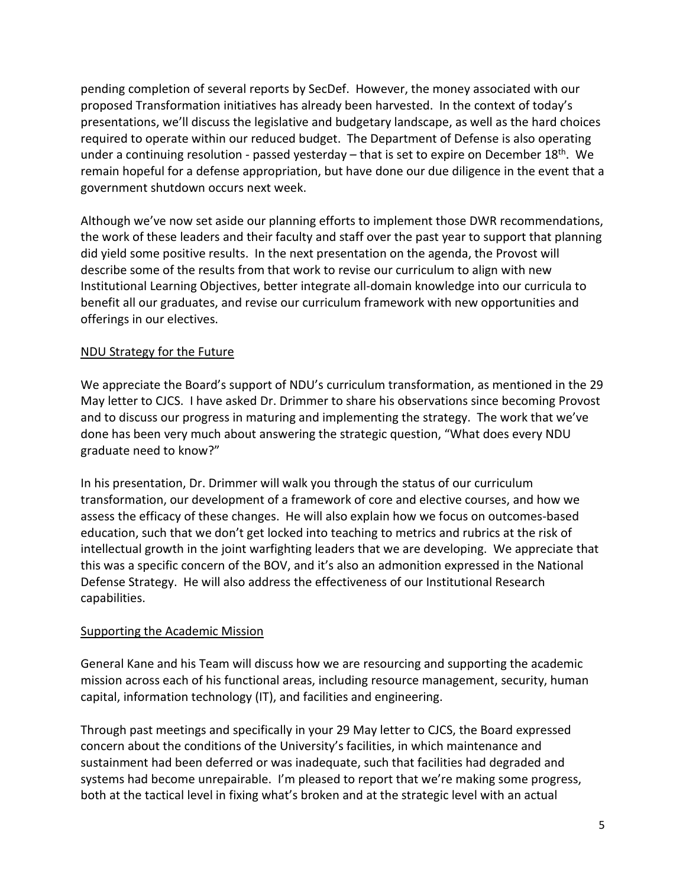pending completion of several reports by SecDef. However, the money associated with our proposed Transformation initiatives has already been harvested. In the context of today's presentations, we'll discuss the legislative and budgetary landscape, as well as the hard choices required to operate within our reduced budget. The Department of Defense is also operating under a continuing resolution - passed yesterday – that is set to expire on December 18th. We remain hopeful for a defense appropriation, but have done our due diligence in the event that a government shutdown occurs next week.

Although we've now set aside our planning efforts to implement those DWR recommendations, the work of these leaders and their faculty and staff over the past year to support that planning did yield some positive results. In the next presentation on the agenda, the Provost will describe some of the results from that work to revise our curriculum to align with new Institutional Learning Objectives, better integrate all-domain knowledge into our curricula to benefit all our graduates, and revise our curriculum framework with new opportunities and offerings in our electives.

<u>NDU Strategy for the Future</u>

We appreciate the Board's support of NDU's curriculum transformation, as mentioned in the 29 May letter to CJCS. I have asked Dr. Drimmer to share his observations since becoming Provost and to discuss our progress in maturing and implementing the strategy. The work that we've done has been very much about answering the strategic question, "What does every NDU graduate need to know?"

In his presentation, Dr. Drimmer will walk you through the status of our curriculum transformation, our development of a framework of core and elective courses, and how we assess the efficacy of these changes. He will also explain how we focus on outcomes-based education, such that we don't get locked into teaching to metrics and rubrics at the risk of intellectual growth in the joint warfighting leaders that we are developing. We appreciate that this was a specific concern of the BOV, and it's also an admonition expressed in the National Defense Strategy. He will also address the effectiveness of our Institutional Research capabilities.

<u>Supporting the Academic Mission</u>

General Kane and his Team will discuss how we are resourcing and supporting the academic mission across each of his functional areas, including resource management, security, human capital, information technology (IT), and facilities and engineering.

Through past meetings and specifically in your 29 May letter to CJCS, the Board expressed concern about the conditions of the University's facilities, in which maintenance and sustainment had been deferred or was inadequate, such that facilities had degraded and systems had become unrepairable. I'm pleased to report that we're making some progress, both at the tactical level in fixing what's broken and at the strategic level with an actual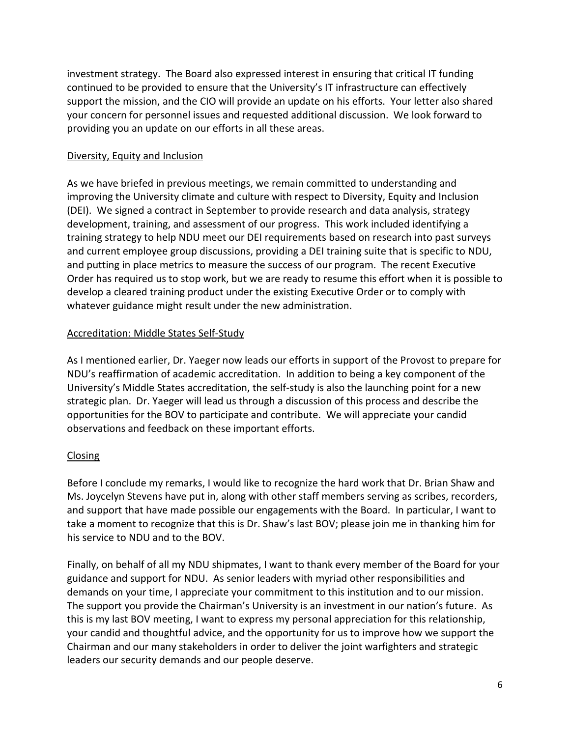investment strategy. The Board also expressed interest in ensuring that critical IT funding continued to be provided to ensure that the University's IT infrastructure can effectively support the mission, and the CIO will provide an update on his efforts. Your letter also shared your concern for personnel issues and requested additional discussion. We look forward to providing you an update on our efforts in all these areas.

<u>Diversity, Equity and Inclusion</u>

As we have briefed in previous meetings, we remain committed to understanding and improving the University climate and culture with respect to Diversity, Equity and Inclusion (DEI). We signed a contract in September to provide research and data analysis, strategy development, training, and assessment of our progress. This work included identifying a training strategy to help NDU meet our DEI requirements based on research into past surveys and current employee group discussions, providing a DEI training suite that is specific to NDU, and putting in place metrics to measure the success of our program. The recent Executive Order has required us to stop work, but we are ready to resume this effort when it is possible to develop a cleared training product under the existing Executive Order or to comply with whatever guidance might result under the new administration.

<u>Accreditation: Middle States Self-Study</u>

As I mentioned earlier, Dr. Yaeger now leads our efforts in support of the Provost to prepare for NDU's reaffirmation of academic accreditation. In addition to being a key component of the University's Middle States accreditation, the self-study is also the launching point for a new strategic plan. Dr. Yaeger will lead us through a discussion of this process and describe the opportunities for the BOV to participate and contribute. We will appreciate your candid observations and feedback on these important efforts.

<u>Closing</u>

Before I conclude my remarks, I would like to recognize the hard work that Dr. Brian Shaw and Ms. Joycelyn Stevens have put in, along with other staff members serving as scribes, recorders, and support that have made possible our engagements with the Board. In particular, I want to take a moment to recognize that this is Dr. Shaw's last BOV; please join me in thanking him for his service to NDU and to the BOV.

Finally, on behalf of all my NDU shipmates, I want to thank every member of the Board for your guidance and support for NDU. As senior leaders with myriad other responsibilities and demands on your time, I appreciate your commitment to this institution and to our mission. The support you provide the Chairman's University is an investment in our nation's future. As this is my last BOV meeting, I want to express my personal appreciation for this relationship, your candid and thoughtful advice, and the opportunity for us to improve how we support the Chairman and our many stakeholders in order to deliver the joint warfighters and strategic leaders our security demands and our people deserve.